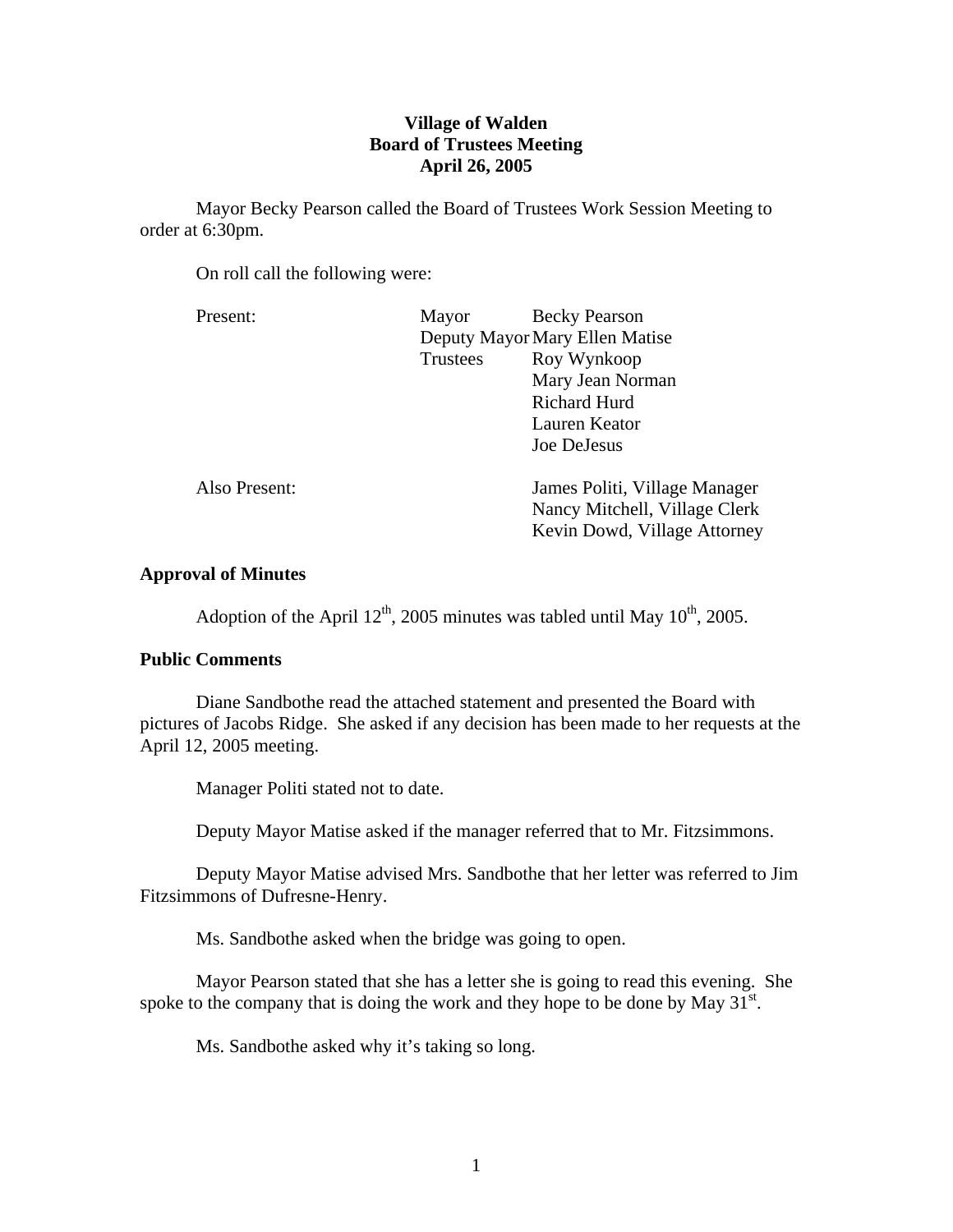**Village of Walden**
**Board of Trustees Meeting**
**April 26, 2005**

Mayor Becky Pearson called the Board of Trustees Work Session Meeting to order at 6:30pm.

On roll call the following were:

| | | |
|---|---|---|
| Present: | Mayor | Becky Pearson |
| | Deputy Mayor | Mary Ellen Matise |
| | Trustees | Roy Wynkoop |
| | | Mary Jean Norman |
| | | Richard Hurd |
| | | Lauren Keator |
| | | Joe DeJesus |
| Also Present: | | James Politi, Village Manager |
| | | Nancy Mitchell, Village Clerk |
| | | Kevin Dowd, Village Attorney |

**Approval of Minutes**

Adoption of the April 12th, 2005 minutes was tabled until May 10th, 2005.

**Public Comments**

Diane Sandbothe read the attached statement and presented the Board with pictures of Jacobs Ridge. She asked if any decision has been made to her requests at the April 12, 2005 meeting.

Manager Politi stated not to date.

Deputy Mayor Matise asked if the manager referred that to Mr. Fitzsimmons.

Deputy Mayor Matise advised Mrs. Sandbothe that her letter was referred to Jim Fitzsimmons of Dufresne-Henry.

Ms. Sandbothe asked when the bridge was going to open.

Mayor Pearson stated that she has a letter she is going to read this evening. She spoke to the company that is doing the work and they hope to be done by May 31st.

Ms. Sandbothe asked why it's taking so long.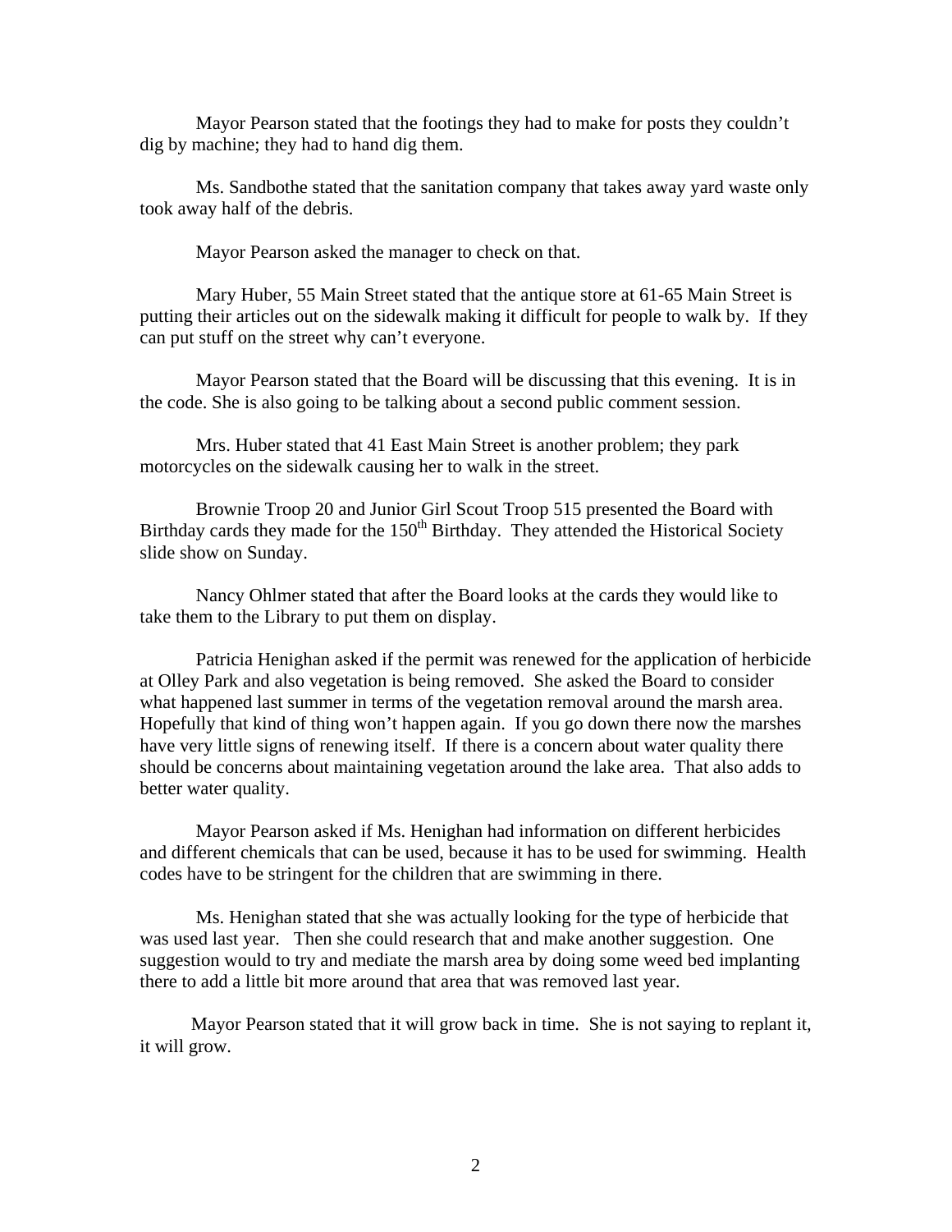Mayor Pearson stated that the footings they had to make for posts they couldn't dig by machine; they had to hand dig them.

Ms. Sandbothe stated that the sanitation company that takes away yard waste only took away half of the debris.

Mayor Pearson asked the manager to check on that.

Mary Huber, 55 Main Street stated that the antique store at 61-65 Main Street is putting their articles out on the sidewalk making it difficult for people to walk by. If they can put stuff on the street why can't everyone.

Mayor Pearson stated that the Board will be discussing that this evening. It is in the code. She is also going to be talking about a second public comment session.

Mrs. Huber stated that 41 East Main Street is another problem; they park motorcycles on the sidewalk causing her to walk in the street.

Brownie Troop 20 and Junior Girl Scout Troop 515 presented the Board with Birthday cards they made for the 150th Birthday. They attended the Historical Society slide show on Sunday.

Nancy Ohlmer stated that after the Board looks at the cards they would like to take them to the Library to put them on display.

Patricia Henighan asked if the permit was renewed for the application of herbicide at Olley Park and also vegetation is being removed. She asked the Board to consider what happened last summer in terms of the vegetation removal around the marsh area. Hopefully that kind of thing won't happen again. If you go down there now the marshes have very little signs of renewing itself. If there is a concern about water quality there should be concerns about maintaining vegetation around the lake area. That also adds to better water quality.

Mayor Pearson asked if Ms. Henighan had information on different herbicides and different chemicals that can be used, because it has to be used for swimming. Health codes have to be stringent for the children that are swimming in there.

Ms. Henighan stated that she was actually looking for the type of herbicide that was used last year. Then she could research that and make another suggestion. One suggestion would to try and mediate the marsh area by doing some weed bed implanting there to add a little bit more around that area that was removed last year.

Mayor Pearson stated that it will grow back in time. She is not saying to replant it, it will grow.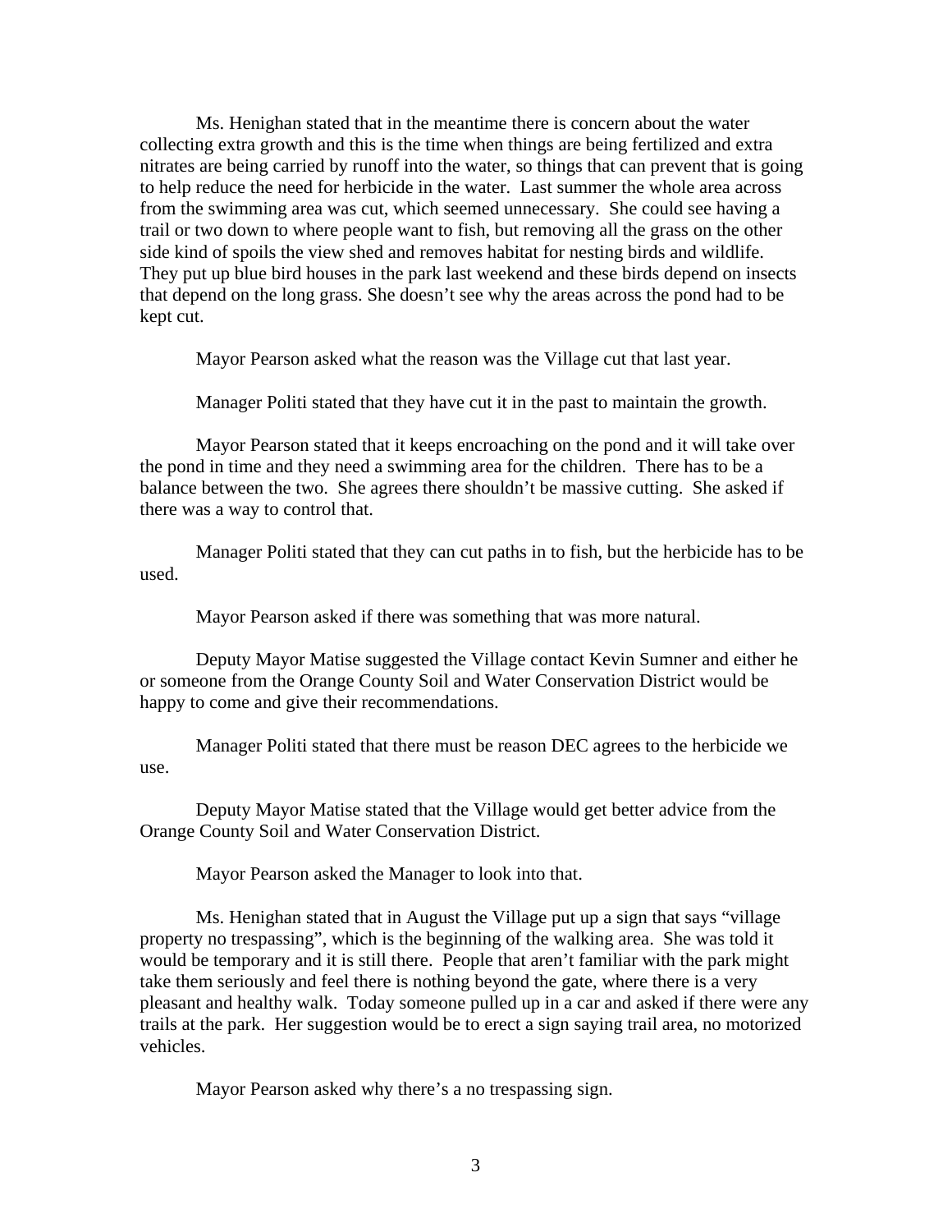Ms. Henighan stated that in the meantime there is concern about the water collecting extra growth and this is the time when things are being fertilized and extra nitrates are being carried by runoff into the water, so things that can prevent that is going to help reduce the need for herbicide in the water. Last summer the whole area across from the swimming area was cut, which seemed unnecessary. She could see having a trail or two down to where people want to fish, but removing all the grass on the other side kind of spoils the view shed and removes habitat for nesting birds and wildlife. They put up blue bird houses in the park last weekend and these birds depend on insects that depend on the long grass. She doesn't see why the areas across the pond had to be kept cut.

Mayor Pearson asked what the reason was the Village cut that last year.

Manager Politi stated that they have cut it in the past to maintain the growth.

Mayor Pearson stated that it keeps encroaching on the pond and it will take over the pond in time and they need a swimming area for the children. There has to be a balance between the two. She agrees there shouldn't be massive cutting. She asked if there was a way to control that.

Manager Politi stated that they can cut paths in to fish, but the herbicide has to be used.

Mayor Pearson asked if there was something that was more natural.

Deputy Mayor Matise suggested the Village contact Kevin Sumner and either he or someone from the Orange County Soil and Water Conservation District would be happy to come and give their recommendations.

Manager Politi stated that there must be reason DEC agrees to the herbicide we use.

Deputy Mayor Matise stated that the Village would get better advice from the Orange County Soil and Water Conservation District.

Mayor Pearson asked the Manager to look into that.

Ms. Henighan stated that in August the Village put up a sign that says "village property no trespassing", which is the beginning of the walking area. She was told it would be temporary and it is still there. People that aren't familiar with the park might take them seriously and feel there is nothing beyond the gate, where there is a very pleasant and healthy walk. Today someone pulled up in a car and asked if there were any trails at the park. Her suggestion would be to erect a sign saying trail area, no motorized vehicles.

Mayor Pearson asked why there's a no trespassing sign.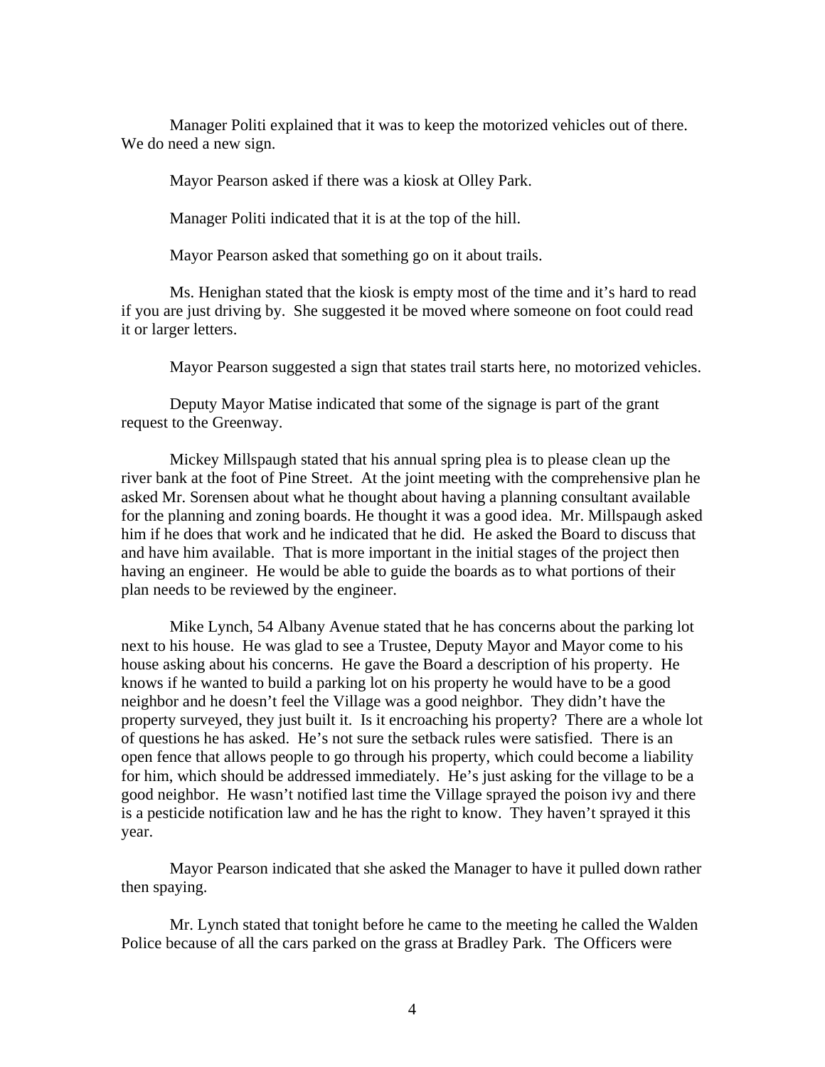Manager Politi explained that it was to keep the motorized vehicles out of there. We do need a new sign.

Mayor Pearson asked if there was a kiosk at Olley Park.

Manager Politi indicated that it is at the top of the hill.

Mayor Pearson asked that something go on it about trails.

Ms. Henighan stated that the kiosk is empty most of the time and it's hard to read if you are just driving by. She suggested it be moved where someone on foot could read it or larger letters.

Mayor Pearson suggested a sign that states trail starts here, no motorized vehicles.

Deputy Mayor Matise indicated that some of the signage is part of the grant request to the Greenway.

Mickey Millspaugh stated that his annual spring plea is to please clean up the river bank at the foot of Pine Street. At the joint meeting with the comprehensive plan he asked Mr. Sorensen about what he thought about having a planning consultant available for the planning and zoning boards. He thought it was a good idea. Mr. Millspaugh asked him if he does that work and he indicated that he did. He asked the Board to discuss that and have him available. That is more important in the initial stages of the project then having an engineer. He would be able to guide the boards as to what portions of their plan needs to be reviewed by the engineer.

Mike Lynch, 54 Albany Avenue stated that he has concerns about the parking lot next to his house. He was glad to see a Trustee, Deputy Mayor and Mayor come to his house asking about his concerns. He gave the Board a description of his property. He knows if he wanted to build a parking lot on his property he would have to be a good neighbor and he doesn't feel the Village was a good neighbor. They didn't have the property surveyed, they just built it. Is it encroaching his property? There are a whole lot of questions he has asked. He's not sure the setback rules were satisfied. There is an open fence that allows people to go through his property, which could become a liability for him, which should be addressed immediately. He's just asking for the village to be a good neighbor. He wasn't notified last time the Village sprayed the poison ivy and there is a pesticide notification law and he has the right to know. They haven't sprayed it this year.

Mayor Pearson indicated that she asked the Manager to have it pulled down rather then spaying.

Mr. Lynch stated that tonight before he came to the meeting he called the Walden Police because of all the cars parked on the grass at Bradley Park. The Officers were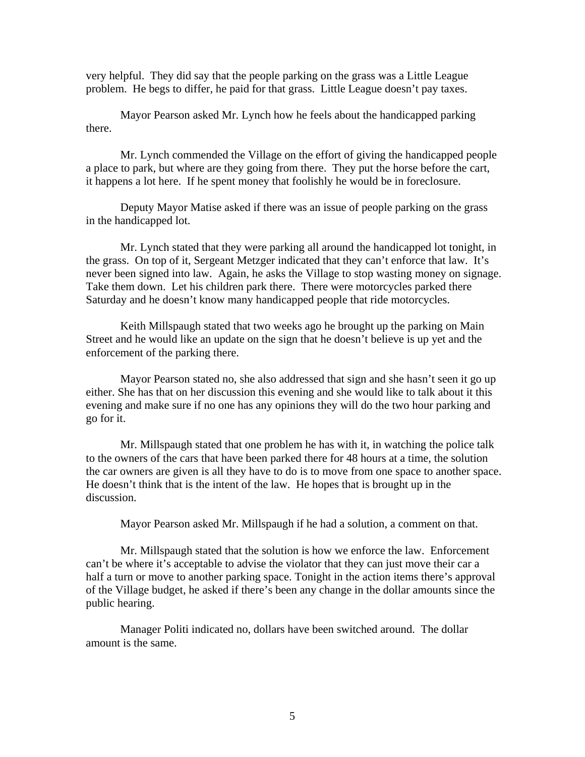very helpful. They did say that the people parking on the grass was a Little League problem. He begs to differ, he paid for that grass. Little League doesn't pay taxes.

Mayor Pearson asked Mr. Lynch how he feels about the handicapped parking there.

Mr. Lynch commended the Village on the effort of giving the handicapped people a place to park, but where are they going from there. They put the horse before the cart, it happens a lot here. If he spent money that foolishly he would be in foreclosure.

Deputy Mayor Matise asked if there was an issue of people parking on the grass in the handicapped lot.

Mr. Lynch stated that they were parking all around the handicapped lot tonight, in the grass. On top of it, Sergeant Metzger indicated that they can't enforce that law. It's never been signed into law. Again, he asks the Village to stop wasting money on signage. Take them down. Let his children park there. There were motorcycles parked there Saturday and he doesn't know many handicapped people that ride motorcycles.

Keith Millspaugh stated that two weeks ago he brought up the parking on Main Street and he would like an update on the sign that he doesn't believe is up yet and the enforcement of the parking there.

Mayor Pearson stated no, she also addressed that sign and she hasn't seen it go up either. She has that on her discussion this evening and she would like to talk about it this evening and make sure if no one has any opinions they will do the two hour parking and go for it.

Mr. Millspaugh stated that one problem he has with it, in watching the police talk to the owners of the cars that have been parked there for 48 hours at a time, the solution the car owners are given is all they have to do is to move from one space to another space. He doesn't think that is the intent of the law. He hopes that is brought up in the discussion.

Mayor Pearson asked Mr. Millspaugh if he had a solution, a comment on that.

Mr. Millspaugh stated that the solution is how we enforce the law. Enforcement can't be where it's acceptable to advise the violator that they can just move their car a half a turn or move to another parking space. Tonight in the action items there's approval of the Village budget, he asked if there's been any change in the dollar amounts since the public hearing.

Manager Politi indicated no, dollars have been switched around. The dollar amount is the same.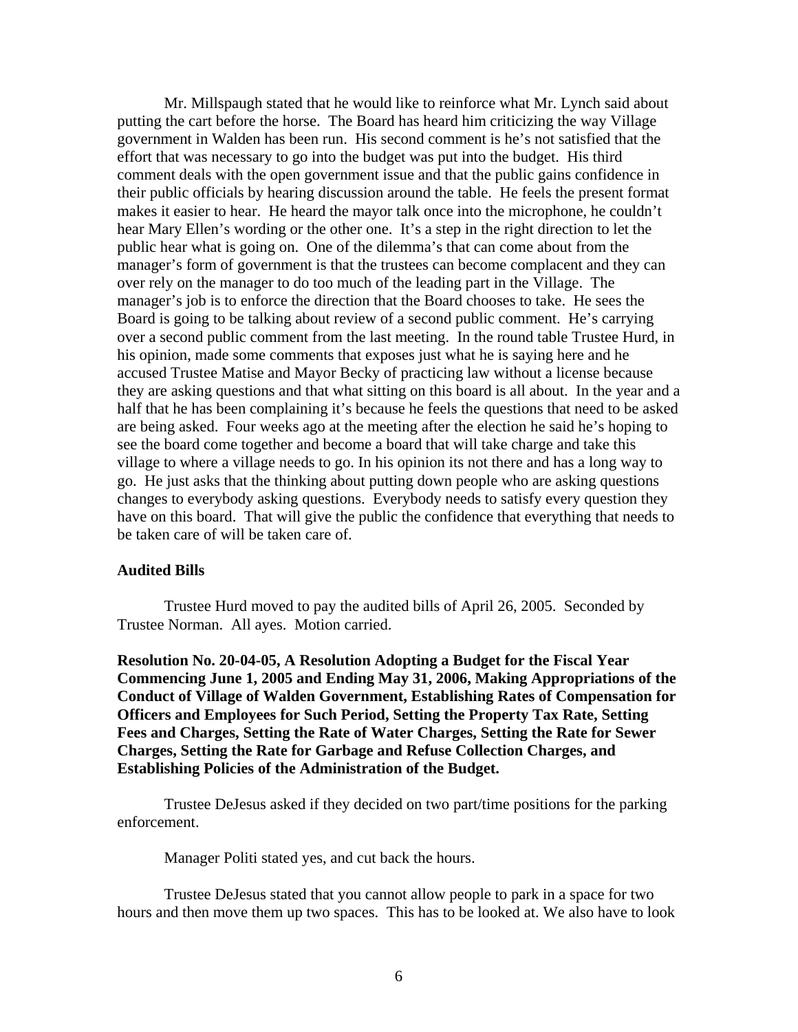Mr. Millspaugh stated that he would like to reinforce what Mr. Lynch said about putting the cart before the horse. The Board has heard him criticizing the way Village government in Walden has been run. His second comment is he's not satisfied that the effort that was necessary to go into the budget was put into the budget. His third comment deals with the open government issue and that the public gains confidence in their public officials by hearing discussion around the table. He feels the present format makes it easier to hear. He heard the mayor talk once into the microphone, he couldn't hear Mary Ellen's wording or the other one. It's a step in the right direction to let the public hear what is going on. One of the dilemma's that can come about from the manager's form of government is that the trustees can become complacent and they can over rely on the manager to do too much of the leading part in the Village. The manager's job is to enforce the direction that the Board chooses to take. He sees the Board is going to be talking about review of a second public comment. He's carrying over a second public comment from the last meeting. In the round table Trustee Hurd, in his opinion, made some comments that exposes just what he is saying here and he accused Trustee Matise and Mayor Becky of practicing law without a license because they are asking questions and that what sitting on this board is all about. In the year and a half that he has been complaining it's because he feels the questions that need to be asked are being asked. Four weeks ago at the meeting after the election he said he's hoping to see the board come together and become a board that will take charge and take this village to where a village needs to go. In his opinion its not there and has a long way to go. He just asks that the thinking about putting down people who are asking questions changes to everybody asking questions. Everybody needs to satisfy every question they have on this board. That will give the public the confidence that everything that needs to be taken care of will be taken care of.

**Audited Bills**

Trustee Hurd moved to pay the audited bills of April 26, 2005. Seconded by Trustee Norman. All ayes. Motion carried.

**Resolution No. 20-04-05, A Resolution Adopting a Budget for the Fiscal Year Commencing June 1, 2005 and Ending May 31, 2006, Making Appropriations of the Conduct of Village of Walden Government, Establishing Rates of Compensation for Officers and Employees for Such Period, Setting the Property Tax Rate, Setting Fees and Charges, Setting the Rate of Water Charges, Setting the Rate for Sewer Charges, Setting the Rate for Garbage and Refuse Collection Charges, and Establishing Policies of the Administration of the Budget.**

Trustee DeJesus asked if they decided on two part/time positions for the parking enforcement.

Manager Politi stated yes, and cut back the hours.

Trustee DeJesus stated that you cannot allow people to park in a space for two hours and then move them up two spaces. This has to be looked at. We also have to look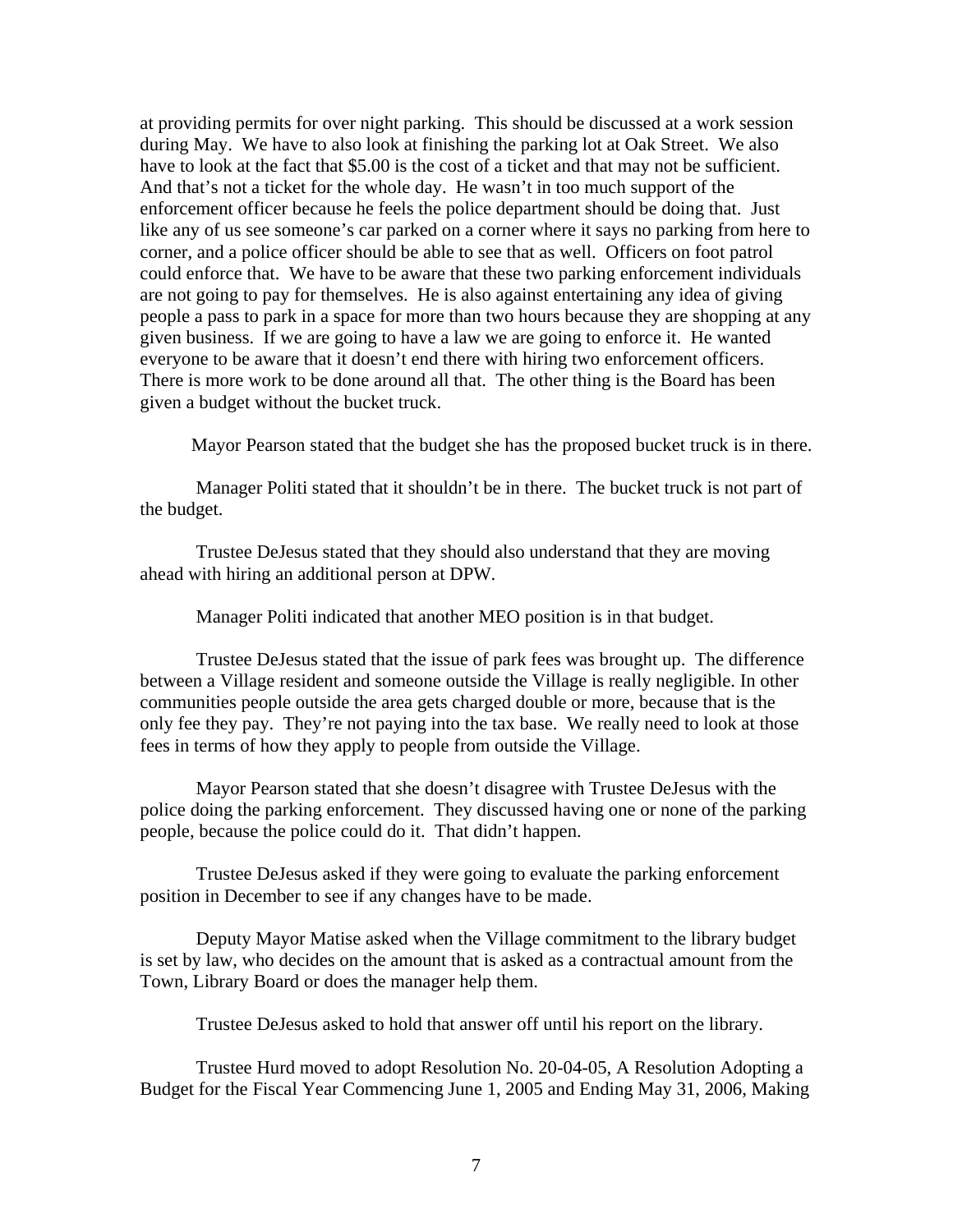at providing permits for over night parking. This should be discussed at a work session during May. We have to also look at finishing the parking lot at Oak Street. We also have to look at the fact that $5.00 is the cost of a ticket and that may not be sufficient. And that's not a ticket for the whole day. He wasn't in too much support of the enforcement officer because he feels the police department should be doing that. Just like any of us see someone's car parked on a corner where it says no parking from here to corner, and a police officer should be able to see that as well. Officers on foot patrol could enforce that. We have to be aware that these two parking enforcement individuals are not going to pay for themselves. He is also against entertaining any idea of giving people a pass to park in a space for more than two hours because they are shopping at any given business. If we are going to have a law we are going to enforce it. He wanted everyone to be aware that it doesn't end there with hiring two enforcement officers. There is more work to be done around all that. The other thing is the Board has been given a budget without the bucket truck.

Mayor Pearson stated that the budget she has the proposed bucket truck is in there.

Manager Politi stated that it shouldn't be in there. The bucket truck is not part of the budget.

Trustee DeJesus stated that they should also understand that they are moving ahead with hiring an additional person at DPW.

Manager Politi indicated that another MEO position is in that budget.

Trustee DeJesus stated that the issue of park fees was brought up. The difference between a Village resident and someone outside the Village is really negligible. In other communities people outside the area gets charged double or more, because that is the only fee they pay. They're not paying into the tax base. We really need to look at those fees in terms of how they apply to people from outside the Village.

Mayor Pearson stated that she doesn't disagree with Trustee DeJesus with the police doing the parking enforcement. They discussed having one or none of the parking people, because the police could do it. That didn't happen.

Trustee DeJesus asked if they were going to evaluate the parking enforcement position in December to see if any changes have to be made.

Deputy Mayor Matise asked when the Village commitment to the library budget is set by law, who decides on the amount that is asked as a contractual amount from the Town, Library Board or does the manager help them.

Trustee DeJesus asked to hold that answer off until his report on the library.

Trustee Hurd moved to adopt Resolution No. 20-04-05, A Resolution Adopting a Budget for the Fiscal Year Commencing June 1, 2005 and Ending May 31, 2006, Making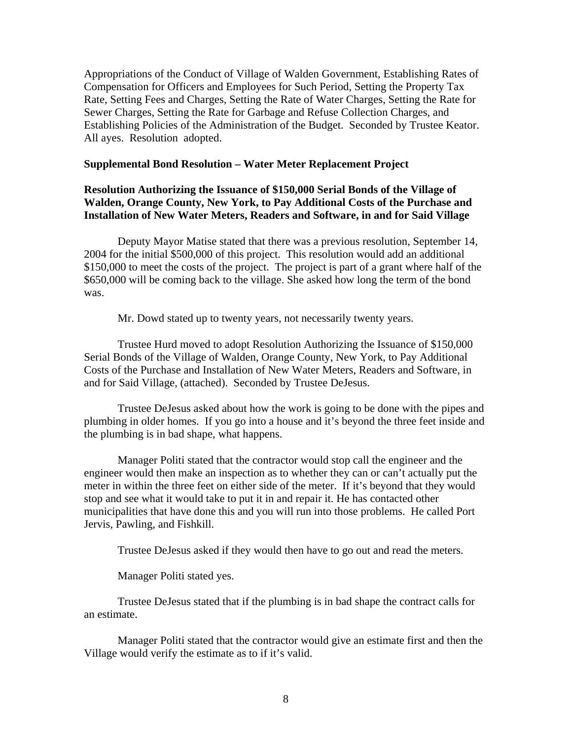Appropriations of the Conduct of Village of Walden Government, Establishing Rates of Compensation for Officers and Employees for Such Period, Setting the Property Tax Rate, Setting Fees and Charges, Setting the Rate of Water Charges, Setting the Rate for Sewer Charges, Setting the Rate for Garbage and Refuse Collection Charges, and Establishing Policies of the Administration of the Budget. Seconded by Trustee Keator. All ayes. Resolution adopted.

**Supplemental Bond Resolution – Water Meter Replacement Project**

**Resolution Authorizing the Issuance of $150,000 Serial Bonds of the Village of Walden, Orange County, New York, to Pay Additional Costs of the Purchase and Installation of New Water Meters, Readers and Software, in and for Said Village**

Deputy Mayor Matise stated that there was a previous resolution, September 14, 2004 for the initial $500,000 of this project. This resolution would add an additional $150,000 to meet the costs of the project. The project is part of a grant where half of the $650,000 will be coming back to the village. She asked how long the term of the bond was.

Mr. Dowd stated up to twenty years, not necessarily twenty years.

Trustee Hurd moved to adopt Resolution Authorizing the Issuance of $150,000 Serial Bonds of the Village of Walden, Orange County, New York, to Pay Additional Costs of the Purchase and Installation of New Water Meters, Readers and Software, in and for Said Village, (attached). Seconded by Trustee DeJesus.

Trustee DeJesus asked about how the work is going to be done with the pipes and plumbing in older homes. If you go into a house and it's beyond the three feet inside and the plumbing is in bad shape, what happens.

Manager Politi stated that the contractor would stop call the engineer and the engineer would then make an inspection as to whether they can or can't actually put the meter in within the three feet on either side of the meter. If it's beyond that they would stop and see what it would take to put it in and repair it. He has contacted other municipalities that have done this and you will run into those problems. He called Port Jervis, Pawling, and Fishkill.

Trustee DeJesus asked if they would then have to go out and read the meters.

Manager Politi stated yes.

Trustee DeJesus stated that if the plumbing is in bad shape the contract calls for an estimate.

Manager Politi stated that the contractor would give an estimate first and then the Village would verify the estimate as to if it's valid.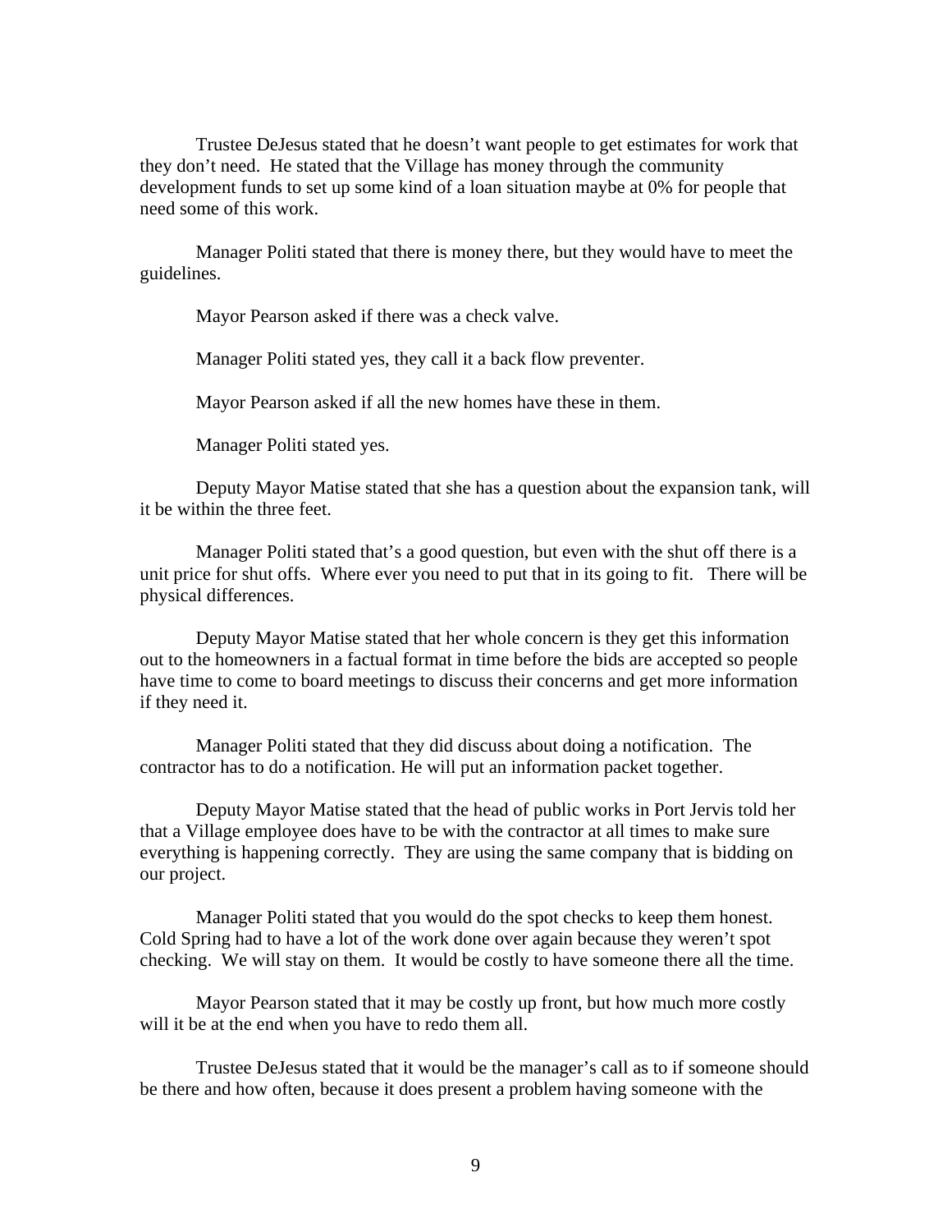Trustee DeJesus stated that he doesn't want people to get estimates for work that they don't need. He stated that the Village has money through the community development funds to set up some kind of a loan situation maybe at 0% for people that need some of this work.

Manager Politi stated that there is money there, but they would have to meet the guidelines.

Mayor Pearson asked if there was a check valve.

Manager Politi stated yes, they call it a back flow preventer.

Mayor Pearson asked if all the new homes have these in them.

Manager Politi stated yes.

Deputy Mayor Matise stated that she has a question about the expansion tank, will it be within the three feet.

Manager Politi stated that's a good question, but even with the shut off there is a unit price for shut offs. Where ever you need to put that in its going to fit. There will be physical differences.

Deputy Mayor Matise stated that her whole concern is they get this information out to the homeowners in a factual format in time before the bids are accepted so people have time to come to board meetings to discuss their concerns and get more information if they need it.

Manager Politi stated that they did discuss about doing a notification. The contractor has to do a notification. He will put an information packet together.

Deputy Mayor Matise stated that the head of public works in Port Jervis told her that a Village employee does have to be with the contractor at all times to make sure everything is happening correctly. They are using the same company that is bidding on our project.

Manager Politi stated that you would do the spot checks to keep them honest. Cold Spring had to have a lot of the work done over again because they weren't spot checking. We will stay on them. It would be costly to have someone there all the time.

Mayor Pearson stated that it may be costly up front, but how much more costly will it be at the end when you have to redo them all.

Trustee DeJesus stated that it would be the manager's call as to if someone should be there and how often, because it does present a problem having someone with the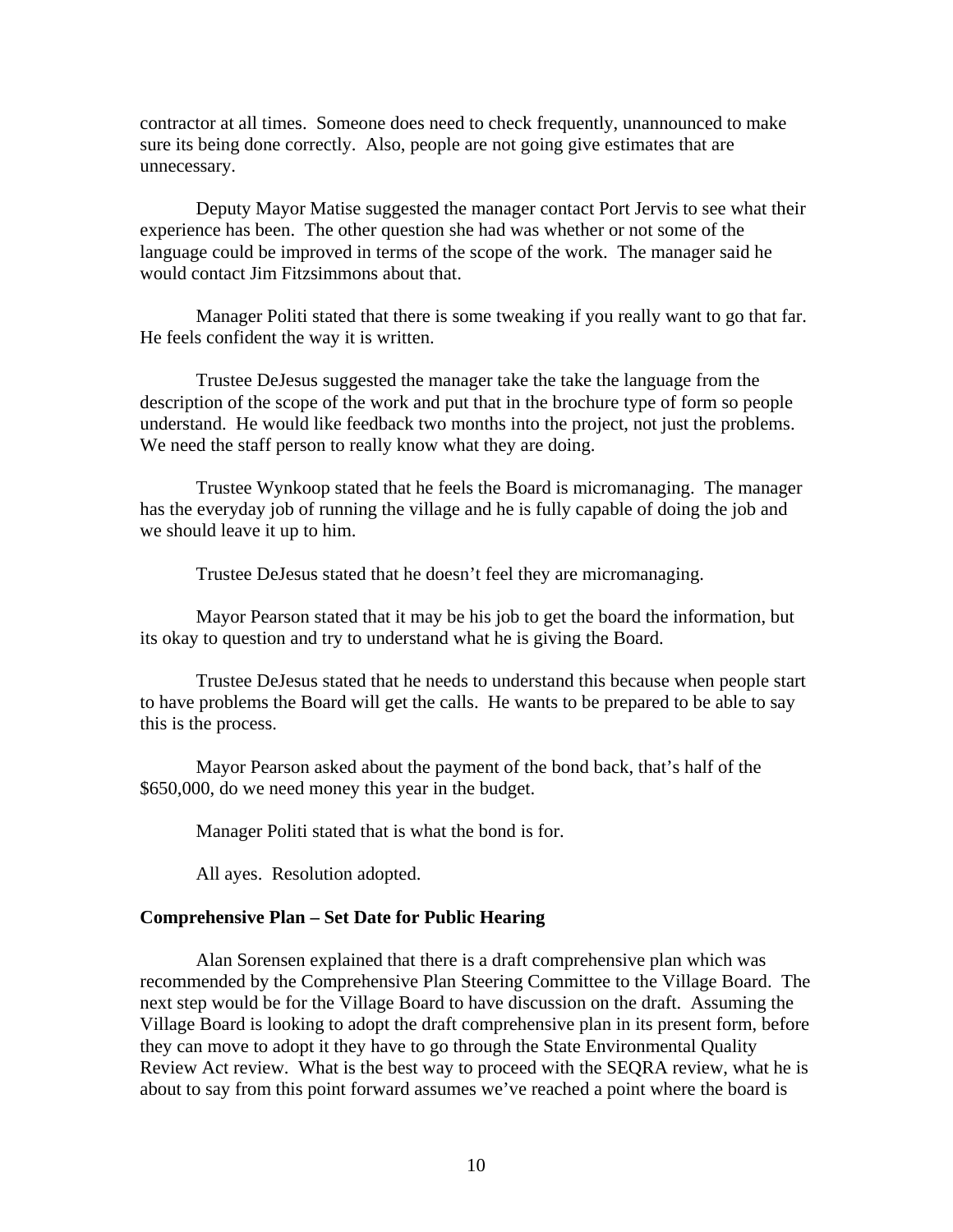contractor at all times. Someone does need to check frequently, unannounced to make sure its being done correctly. Also, people are not going give estimates that are unnecessary.

Deputy Mayor Matise suggested the manager contact Port Jervis to see what their experience has been. The other question she had was whether or not some of the language could be improved in terms of the scope of the work. The manager said he would contact Jim Fitzsimmons about that.

Manager Politi stated that there is some tweaking if you really want to go that far. He feels confident the way it is written.

Trustee DeJesus suggested the manager take the take the language from the description of the scope of the work and put that in the brochure type of form so people understand. He would like feedback two months into the project, not just the problems. We need the staff person to really know what they are doing.

Trustee Wynkoop stated that he feels the Board is micromanaging. The manager has the everyday job of running the village and he is fully capable of doing the job and we should leave it up to him.

Trustee DeJesus stated that he doesn't feel they are micromanaging.

Mayor Pearson stated that it may be his job to get the board the information, but its okay to question and try to understand what he is giving the Board.

Trustee DeJesus stated that he needs to understand this because when people start to have problems the Board will get the calls. He wants to be prepared to be able to say this is the process.

Mayor Pearson asked about the payment of the bond back, that's half of the $650,000, do we need money this year in the budget.

Manager Politi stated that is what the bond is for.

All ayes. Resolution adopted.

**Comprehensive Plan – Set Date for Public Hearing**

Alan Sorensen explained that there is a draft comprehensive plan which was recommended by the Comprehensive Plan Steering Committee to the Village Board. The next step would be for the Village Board to have discussion on the draft. Assuming the Village Board is looking to adopt the draft comprehensive plan in its present form, before they can move to adopt it they have to go through the State Environmental Quality Review Act review. What is the best way to proceed with the SEQRA review, what he is about to say from this point forward assumes we've reached a point where the board is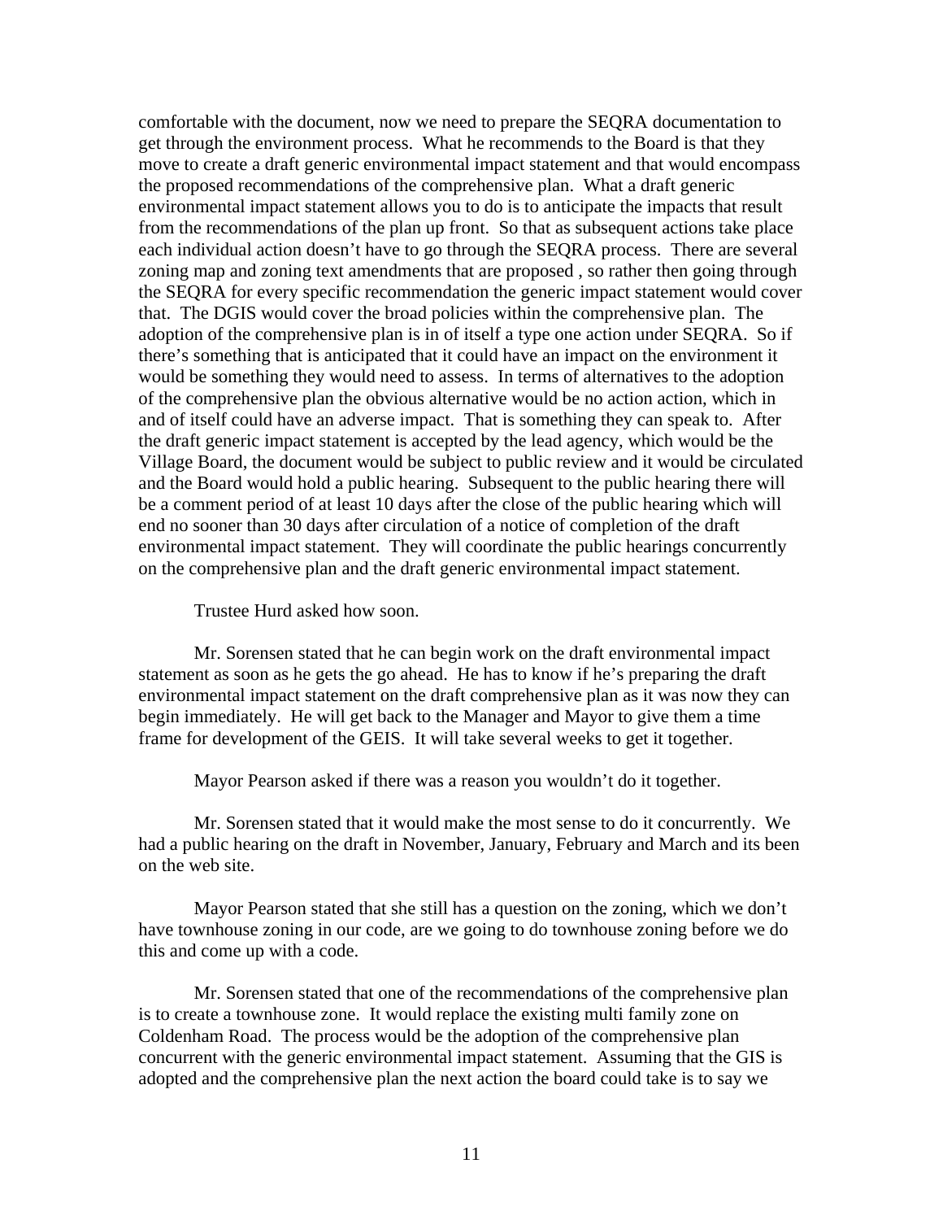comfortable with the document, now we need to prepare the SEQRA documentation to get through the environment process. What he recommends to the Board is that they move to create a draft generic environmental impact statement and that would encompass the proposed recommendations of the comprehensive plan. What a draft generic environmental impact statement allows you to do is to anticipate the impacts that result from the recommendations of the plan up front. So that as subsequent actions take place each individual action doesn't have to go through the SEQRA process. There are several zoning map and zoning text amendments that are proposed , so rather then going through the SEQRA for every specific recommendation the generic impact statement would cover that. The DGIS would cover the broad policies within the comprehensive plan. The adoption of the comprehensive plan is in of itself a type one action under SEQRA. So if there's something that is anticipated that it could have an impact on the environment it would be something they would need to assess. In terms of alternatives to the adoption of the comprehensive plan the obvious alternative would be no action action, which in and of itself could have an adverse impact. That is something they can speak to. After the draft generic impact statement is accepted by the lead agency, which would be the Village Board, the document would be subject to public review and it would be circulated and the Board would hold a public hearing. Subsequent to the public hearing there will be a comment period of at least 10 days after the close of the public hearing which will end no sooner than 30 days after circulation of a notice of completion of the draft environmental impact statement. They will coordinate the public hearings concurrently on the comprehensive plan and the draft generic environmental impact statement.

Trustee Hurd asked how soon.

Mr. Sorensen stated that he can begin work on the draft environmental impact statement as soon as he gets the go ahead. He has to know if he's preparing the draft environmental impact statement on the draft comprehensive plan as it was now they can begin immediately. He will get back to the Manager and Mayor to give them a time frame for development of the GEIS. It will take several weeks to get it together.

Mayor Pearson asked if there was a reason you wouldn't do it together.

Mr. Sorensen stated that it would make the most sense to do it concurrently. We had a public hearing on the draft in November, January, February and March and its been on the web site.

Mayor Pearson stated that she still has a question on the zoning, which we don't have townhouse zoning in our code, are we going to do townhouse zoning before we do this and come up with a code.

Mr. Sorensen stated that one of the recommendations of the comprehensive plan is to create a townhouse zone. It would replace the existing multi family zone on Coldenham Road. The process would be the adoption of the comprehensive plan concurrent with the generic environmental impact statement. Assuming that the GIS is adopted and the comprehensive plan the next action the board could take is to say we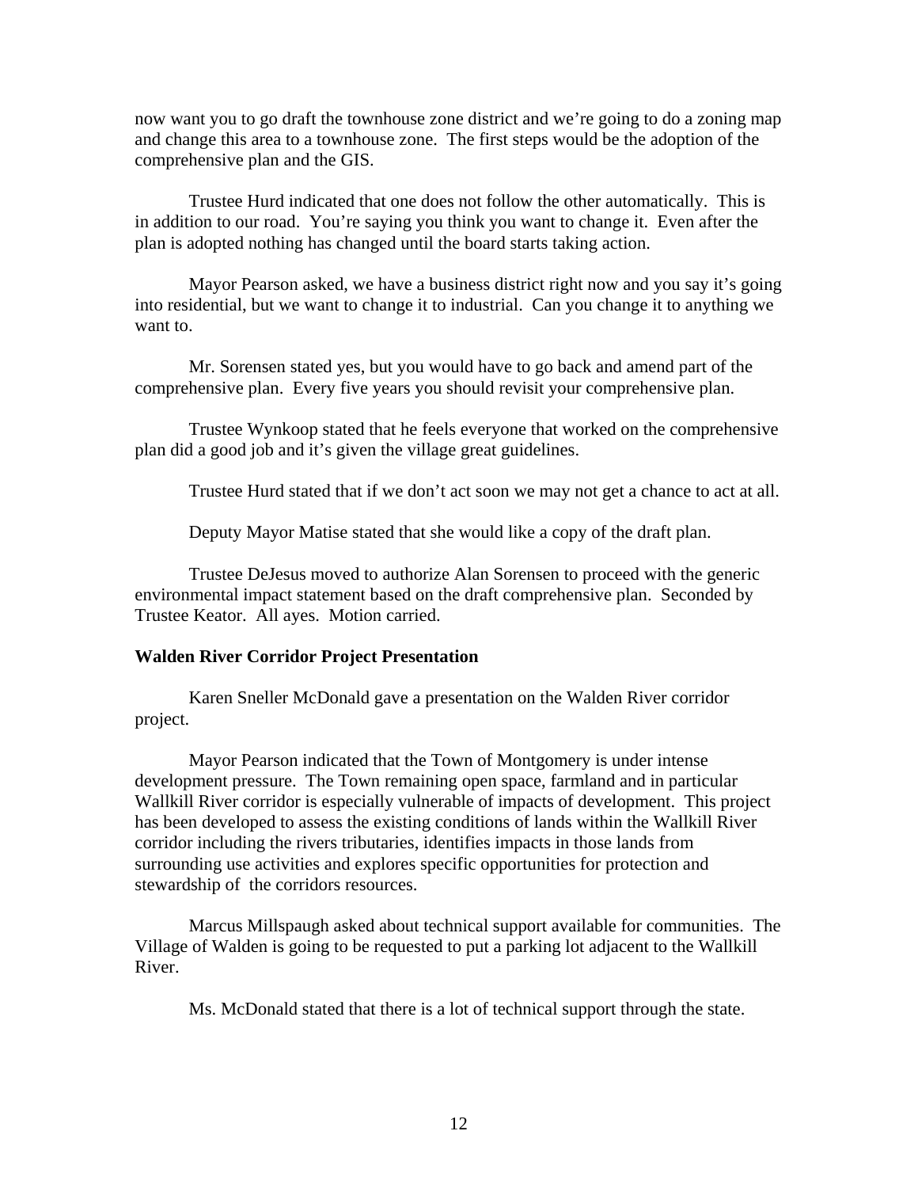now want you to go draft the townhouse zone district and we're going to do a zoning map and change this area to a townhouse zone. The first steps would be the adoption of the comprehensive plan and the GIS.

Trustee Hurd indicated that one does not follow the other automatically. This is in addition to our road. You're saying you think you want to change it. Even after the plan is adopted nothing has changed until the board starts taking action.

Mayor Pearson asked, we have a business district right now and you say it's going into residential, but we want to change it to industrial. Can you change it to anything we want to.

Mr. Sorensen stated yes, but you would have to go back and amend part of the comprehensive plan. Every five years you should revisit your comprehensive plan.

Trustee Wynkoop stated that he feels everyone that worked on the comprehensive plan did a good job and it's given the village great guidelines.

Trustee Hurd stated that if we don't act soon we may not get a chance to act at all.

Deputy Mayor Matise stated that she would like a copy of the draft plan.

Trustee DeJesus moved to authorize Alan Sorensen to proceed with the generic environmental impact statement based on the draft comprehensive plan. Seconded by Trustee Keator. All ayes. Motion carried.

**Walden River Corridor Project Presentation**

Karen Sneller McDonald gave a presentation on the Walden River corridor project.

Mayor Pearson indicated that the Town of Montgomery is under intense development pressure. The Town remaining open space, farmland and in particular Wallkill River corridor is especially vulnerable of impacts of development. This project has been developed to assess the existing conditions of lands within the Wallkill River corridor including the rivers tributaries, identifies impacts in those lands from surrounding use activities and explores specific opportunities for protection and stewardship of the corridors resources.

Marcus Millspaugh asked about technical support available for communities. The Village of Walden is going to be requested to put a parking lot adjacent to the Wallkill River.

Ms. McDonald stated that there is a lot of technical support through the state.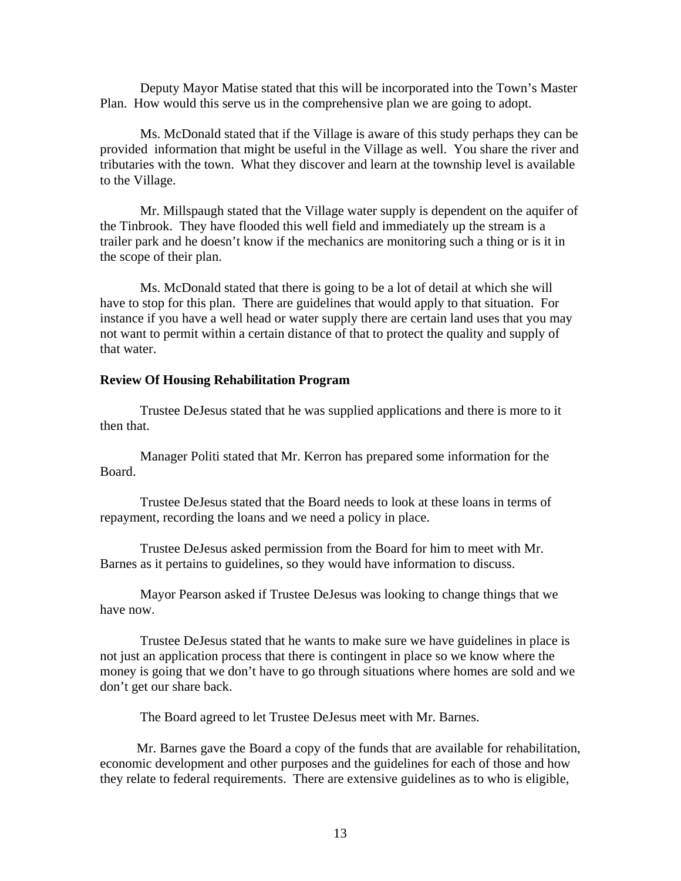Deputy Mayor Matise stated that this will be incorporated into the Town's Master Plan. How would this serve us in the comprehensive plan we are going to adopt.

Ms. McDonald stated that if the Village is aware of this study perhaps they can be provided information that might be useful in the Village as well. You share the river and tributaries with the town. What they discover and learn at the township level is available to the Village.

Mr. Millspaugh stated that the Village water supply is dependent on the aquifer of the Tinbrook. They have flooded this well field and immediately up the stream is a trailer park and he doesn't know if the mechanics are monitoring such a thing or is it in the scope of their plan.

Ms. McDonald stated that there is going to be a lot of detail at which she will have to stop for this plan. There are guidelines that would apply to that situation. For instance if you have a well head or water supply there are certain land uses that you may not want to permit within a certain distance of that to protect the quality and supply of that water.

**Review Of Housing Rehabilitation Program**

Trustee DeJesus stated that he was supplied applications and there is more to it then that.

Manager Politi stated that Mr. Kerron has prepared some information for the Board.

Trustee DeJesus stated that the Board needs to look at these loans in terms of repayment, recording the loans and we need a policy in place.

Trustee DeJesus asked permission from the Board for him to meet with Mr. Barnes as it pertains to guidelines, so they would have information to discuss.

Mayor Pearson asked if Trustee DeJesus was looking to change things that we have now.

Trustee DeJesus stated that he wants to make sure we have guidelines in place is not just an application process that there is contingent in place so we know where the money is going that we don't have to go through situations where homes are sold and we don't get our share back.

The Board agreed to let Trustee DeJesus meet with Mr. Barnes.

Mr. Barnes gave the Board a copy of the funds that are available for rehabilitation, economic development and other purposes and the guidelines for each of those and how they relate to federal requirements. There are extensive guidelines as to who is eligible,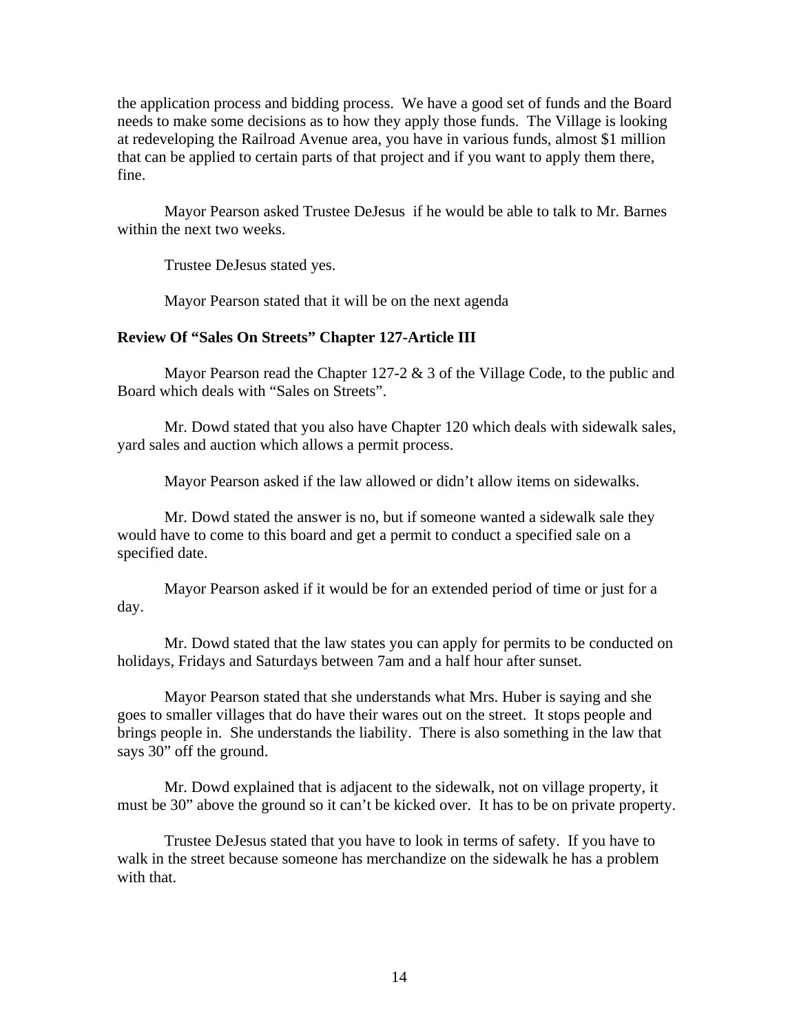the application process and bidding process. We have a good set of funds and the Board needs to make some decisions as to how they apply those funds. The Village is looking at redeveloping the Railroad Avenue area, you have in various funds, almost $1 million that can be applied to certain parts of that project and if you want to apply them there, fine.

Mayor Pearson asked Trustee DeJesus if he would be able to talk to Mr. Barnes within the next two weeks.

Trustee DeJesus stated yes.

Mayor Pearson stated that it will be on the next agenda

**Review Of "Sales On Streets" Chapter 127-Article III**

Mayor Pearson read the Chapter 127-2 & 3 of the Village Code, to the public and Board which deals with "Sales on Streets".

Mr. Dowd stated that you also have Chapter 120 which deals with sidewalk sales, yard sales and auction which allows a permit process.

Mayor Pearson asked if the law allowed or didn't allow items on sidewalks.

Mr. Dowd stated the answer is no, but if someone wanted a sidewalk sale they would have to come to this board and get a permit to conduct a specified sale on a specified date.

Mayor Pearson asked if it would be for an extended period of time or just for a day.

Mr. Dowd stated that the law states you can apply for permits to be conducted on holidays, Fridays and Saturdays between 7am and a half hour after sunset.

Mayor Pearson stated that she understands what Mrs. Huber is saying and she goes to smaller villages that do have their wares out on the street. It stops people and brings people in. She understands the liability. There is also something in the law that says 30" off the ground.

Mr. Dowd explained that is adjacent to the sidewalk, not on village property, it must be 30" above the ground so it can't be kicked over. It has to be on private property.

Trustee DeJesus stated that you have to look in terms of safety. If you have to walk in the street because someone has merchandize on the sidewalk he has a problem with that.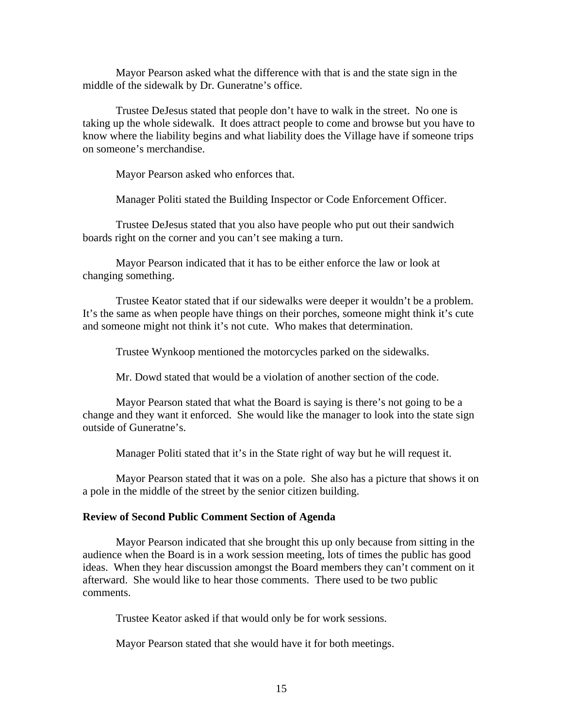Mayor Pearson asked what the difference with that is and the state sign in the middle of the sidewalk by Dr. Guneratne's office.

Trustee DeJesus stated that people don't have to walk in the street. No one is taking up the whole sidewalk. It does attract people to come and browse but you have to know where the liability begins and what liability does the Village have if someone trips on someone's merchandise.

Mayor Pearson asked who enforces that.

Manager Politi stated the Building Inspector or Code Enforcement Officer.

Trustee DeJesus stated that you also have people who put out their sandwich boards right on the corner and you can't see making a turn.

Mayor Pearson indicated that it has to be either enforce the law or look at changing something.

Trustee Keator stated that if our sidewalks were deeper it wouldn't be a problem. It's the same as when people have things on their porches, someone might think it's cute and someone might not think it's not cute. Who makes that determination.

Trustee Wynkoop mentioned the motorcycles parked on the sidewalks.

Mr. Dowd stated that would be a violation of another section of the code.

Mayor Pearson stated that what the Board is saying is there's not going to be a change and they want it enforced. She would like the manager to look into the state sign outside of Guneratne's.

Manager Politi stated that it's in the State right of way but he will request it.

Mayor Pearson stated that it was on a pole. She also has a picture that shows it on a pole in the middle of the street by the senior citizen building.

**Review of Second Public Comment Section of Agenda**

Mayor Pearson indicated that she brought this up only because from sitting in the audience when the Board is in a work session meeting, lots of times the public has good ideas. When they hear discussion amongst the Board members they can't comment on it afterward. She would like to hear those comments. There used to be two public comments.

Trustee Keator asked if that would only be for work sessions.

Mayor Pearson stated that she would have it for both meetings.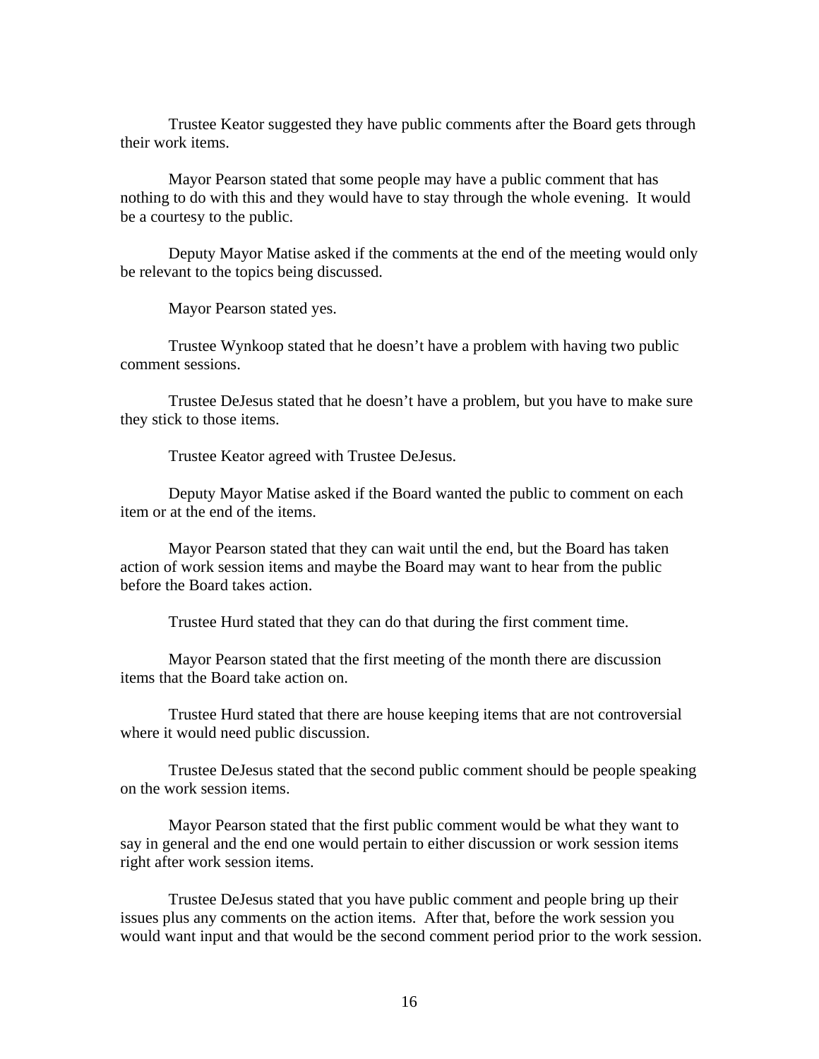Trustee Keator suggested they have public comments after the Board gets through their work items.

Mayor Pearson stated that some people may have a public comment that has nothing to do with this and they would have to stay through the whole evening. It would be a courtesy to the public.

Deputy Mayor Matise asked if the comments at the end of the meeting would only be relevant to the topics being discussed.

Mayor Pearson stated yes.

Trustee Wynkoop stated that he doesn't have a problem with having two public comment sessions.

Trustee DeJesus stated that he doesn't have a problem, but you have to make sure they stick to those items.

Trustee Keator agreed with Trustee DeJesus.

Deputy Mayor Matise asked if the Board wanted the public to comment on each item or at the end of the items.

Mayor Pearson stated that they can wait until the end, but the Board has taken action of work session items and maybe the Board may want to hear from the public before the Board takes action.

Trustee Hurd stated that they can do that during the first comment time.

Mayor Pearson stated that the first meeting of the month there are discussion items that the Board take action on.

Trustee Hurd stated that there are house keeping items that are not controversial where it would need public discussion.

Trustee DeJesus stated that the second public comment should be people speaking on the work session items.

Mayor Pearson stated that the first public comment would be what they want to say in general and the end one would pertain to either discussion or work session items right after work session items.

Trustee DeJesus stated that you have public comment and people bring up their issues plus any comments on the action items. After that, before the work session you would want input and that would be the second comment period prior to the work session.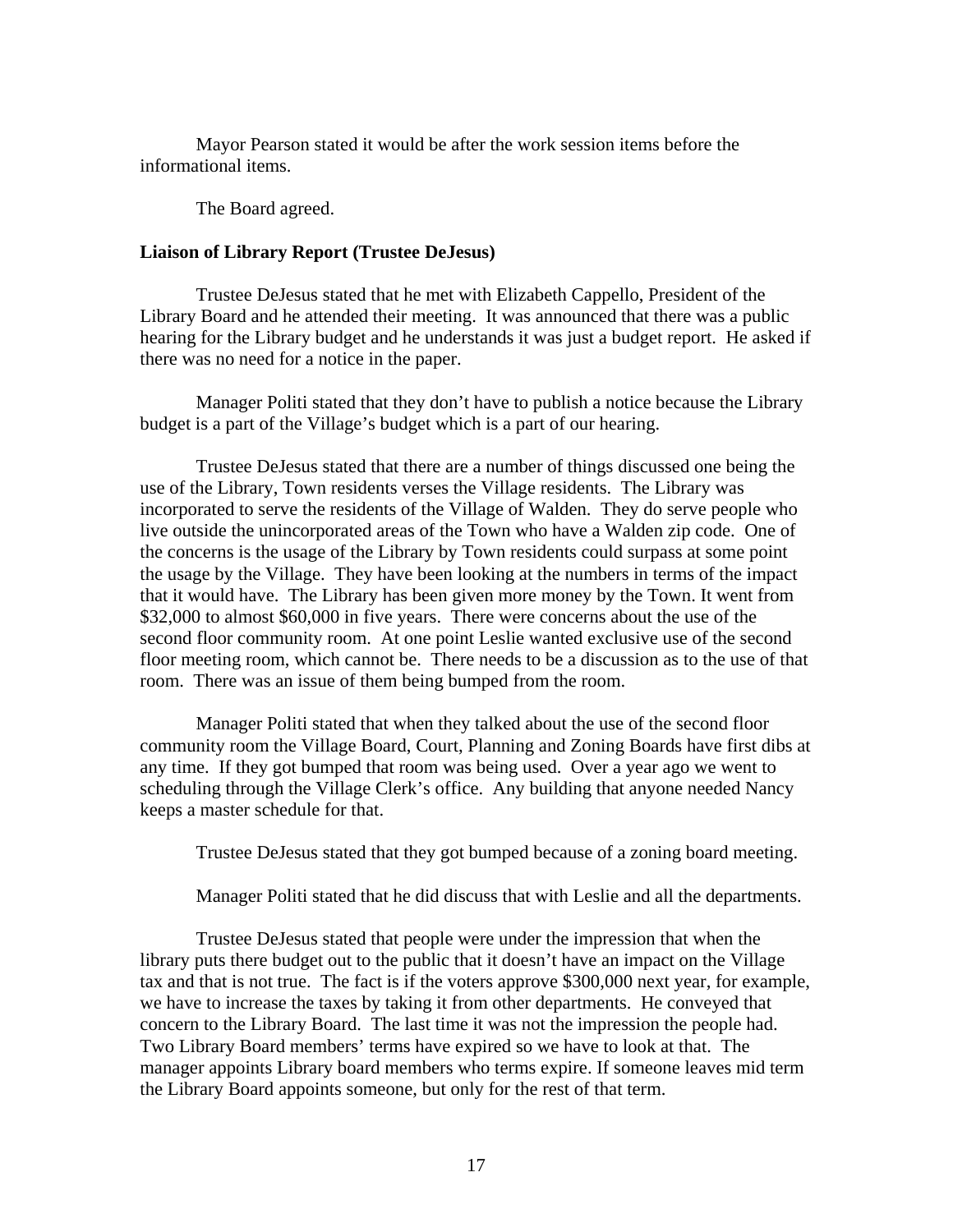Mayor Pearson stated it would be after the work session items before the informational items.

The Board agreed.

**Liaison of Library Report (Trustee DeJesus)**

Trustee DeJesus stated that he met with Elizabeth Cappello, President of the Library Board and he attended their meeting. It was announced that there was a public hearing for the Library budget and he understands it was just a budget report. He asked if there was no need for a notice in the paper.

Manager Politi stated that they don't have to publish a notice because the Library budget is a part of the Village's budget which is a part of our hearing.

Trustee DeJesus stated that there are a number of things discussed one being the use of the Library, Town residents verses the Village residents. The Library was incorporated to serve the residents of the Village of Walden. They do serve people who live outside the unincorporated areas of the Town who have a Walden zip code. One of the concerns is the usage of the Library by Town residents could surpass at some point the usage by the Village. They have been looking at the numbers in terms of the impact that it would have. The Library has been given more money by the Town. It went from $32,000 to almost $60,000 in five years. There were concerns about the use of the second floor community room. At one point Leslie wanted exclusive use of the second floor meeting room, which cannot be. There needs to be a discussion as to the use of that room. There was an issue of them being bumped from the room.

Manager Politi stated that when they talked about the use of the second floor community room the Village Board, Court, Planning and Zoning Boards have first dibs at any time. If they got bumped that room was being used. Over a year ago we went to scheduling through the Village Clerk's office. Any building that anyone needed Nancy keeps a master schedule for that.

Trustee DeJesus stated that they got bumped because of a zoning board meeting.

Manager Politi stated that he did discuss that with Leslie and all the departments.

Trustee DeJesus stated that people were under the impression that when the library puts there budget out to the public that it doesn't have an impact on the Village tax and that is not true. The fact is if the voters approve $300,000 next year, for example, we have to increase the taxes by taking it from other departments. He conveyed that concern to the Library Board. The last time it was not the impression the people had. Two Library Board members' terms have expired so we have to look at that. The manager appoints Library board members who terms expire. If someone leaves mid term the Library Board appoints someone, but only for the rest of that term.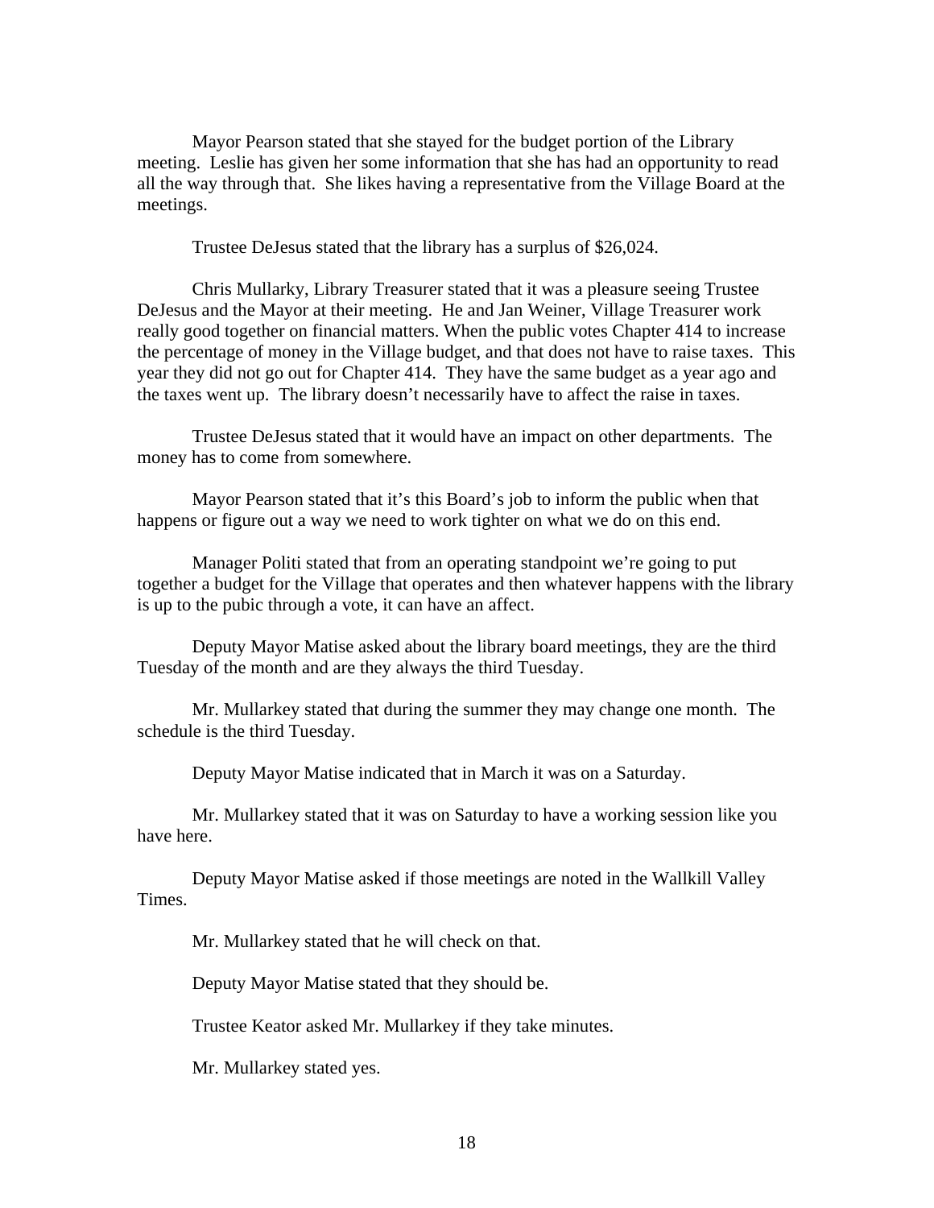Mayor Pearson stated that she stayed for the budget portion of the Library meeting. Leslie has given her some information that she has had an opportunity to read all the way through that. She likes having a representative from the Village Board at the meetings.

Trustee DeJesus stated that the library has a surplus of $26,024.

Chris Mullarky, Library Treasurer stated that it was a pleasure seeing Trustee DeJesus and the Mayor at their meeting. He and Jan Weiner, Village Treasurer work really good together on financial matters. When the public votes Chapter 414 to increase the percentage of money in the Village budget, and that does not have to raise taxes. This year they did not go out for Chapter 414. They have the same budget as a year ago and the taxes went up. The library doesn't necessarily have to affect the raise in taxes.

Trustee DeJesus stated that it would have an impact on other departments. The money has to come from somewhere.

Mayor Pearson stated that it's this Board's job to inform the public when that happens or figure out a way we need to work tighter on what we do on this end.

Manager Politi stated that from an operating standpoint we're going to put together a budget for the Village that operates and then whatever happens with the library is up to the pubic through a vote, it can have an affect.

Deputy Mayor Matise asked about the library board meetings, they are the third Tuesday of the month and are they always the third Tuesday.

Mr. Mullarkey stated that during the summer they may change one month. The schedule is the third Tuesday.

Deputy Mayor Matise indicated that in March it was on a Saturday.

Mr. Mullarkey stated that it was on Saturday to have a working session like you have here.

Deputy Mayor Matise asked if those meetings are noted in the Wallkill Valley Times.

Mr. Mullarkey stated that he will check on that.

Deputy Mayor Matise stated that they should be.

Trustee Keator asked Mr. Mullarkey if they take minutes.

Mr. Mullarkey stated yes.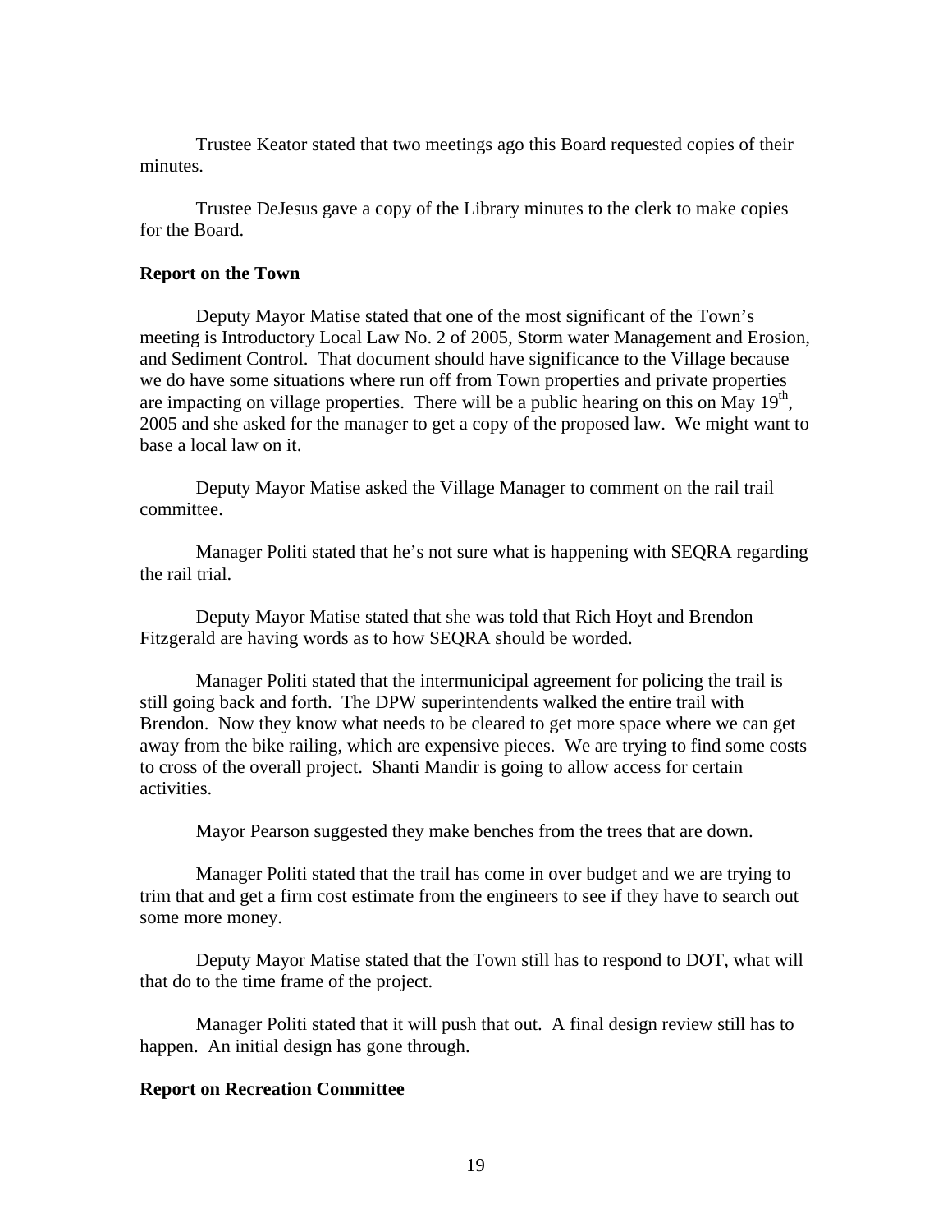Trustee Keator stated that two meetings ago this Board requested copies of their minutes.

Trustee DeJesus gave a copy of the Library minutes to the clerk to make copies for the Board.

**Report on the Town**

Deputy Mayor Matise stated that one of the most significant of the Town's meeting is Introductory Local Law No. 2 of 2005, Storm water Management and Erosion, and Sediment Control. That document should have significance to the Village because we do have some situations where run off from Town properties and private properties are impacting on village properties. There will be a public hearing on this on May 19th, 2005 and she asked for the manager to get a copy of the proposed law. We might want to base a local law on it.

Deputy Mayor Matise asked the Village Manager to comment on the rail trail committee.

Manager Politi stated that he's not sure what is happening with SEQRA regarding the rail trial.

Deputy Mayor Matise stated that she was told that Rich Hoyt and Brendon Fitzgerald are having words as to how SEQRA should be worded.

Manager Politi stated that the intermunicipal agreement for policing the trail is still going back and forth. The DPW superintendents walked the entire trail with Brendon. Now they know what needs to be cleared to get more space where we can get away from the bike railing, which are expensive pieces. We are trying to find some costs to cross of the overall project. Shanti Mandir is going to allow access for certain activities.

Mayor Pearson suggested they make benches from the trees that are down.

Manager Politi stated that the trail has come in over budget and we are trying to trim that and get a firm cost estimate from the engineers to see if they have to search out some more money.

Deputy Mayor Matise stated that the Town still has to respond to DOT, what will that do to the time frame of the project.

Manager Politi stated that it will push that out. A final design review still has to happen. An initial design has gone through.

**Report on Recreation Committee**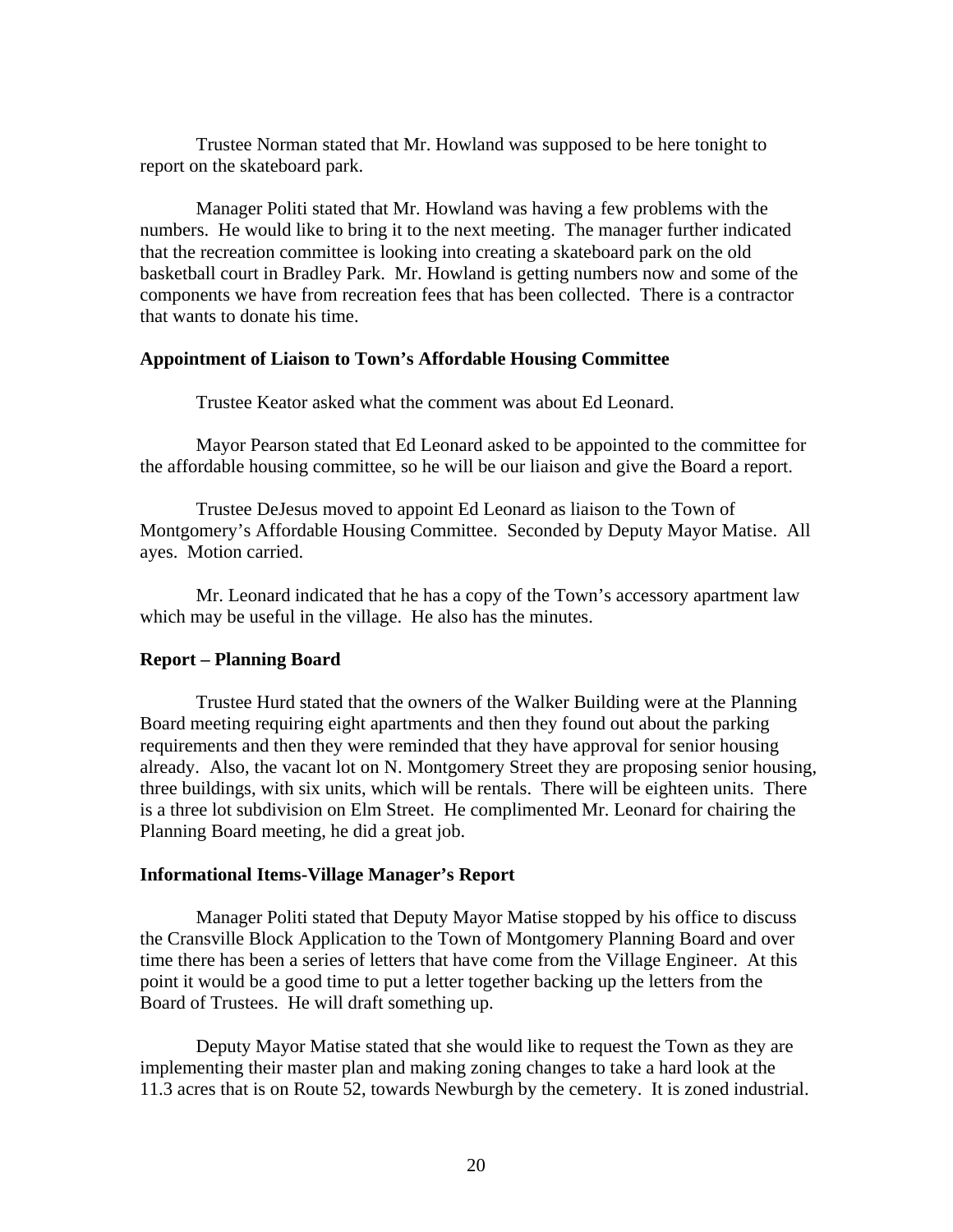Trustee Norman stated that Mr. Howland was supposed to be here tonight to report on the skateboard park.

Manager Politi stated that Mr. Howland was having a few problems with the numbers. He would like to bring it to the next meeting. The manager further indicated that the recreation committee is looking into creating a skateboard park on the old basketball court in Bradley Park. Mr. Howland is getting numbers now and some of the components we have from recreation fees that has been collected. There is a contractor that wants to donate his time.

**Appointment of Liaison to Town's Affordable Housing Committee**

Trustee Keator asked what the comment was about Ed Leonard.

Mayor Pearson stated that Ed Leonard asked to be appointed to the committee for the affordable housing committee, so he will be our liaison and give the Board a report.

Trustee DeJesus moved to appoint Ed Leonard as liaison to the Town of Montgomery's Affordable Housing Committee. Seconded by Deputy Mayor Matise. All ayes. Motion carried.

Mr. Leonard indicated that he has a copy of the Town's accessory apartment law which may be useful in the village. He also has the minutes.

**Report – Planning Board**

Trustee Hurd stated that the owners of the Walker Building were at the Planning Board meeting requiring eight apartments and then they found out about the parking requirements and then they were reminded that they have approval for senior housing already. Also, the vacant lot on N. Montgomery Street they are proposing senior housing, three buildings, with six units, which will be rentals. There will be eighteen units. There is a three lot subdivision on Elm Street. He complimented Mr. Leonard for chairing the Planning Board meeting, he did a great job.

**Informational Items-Village Manager's Report**

Manager Politi stated that Deputy Mayor Matise stopped by his office to discuss the Cransville Block Application to the Town of Montgomery Planning Board and over time there has been a series of letters that have come from the Village Engineer. At this point it would be a good time to put a letter together backing up the letters from the Board of Trustees. He will draft something up.

Deputy Mayor Matise stated that she would like to request the Town as they are implementing their master plan and making zoning changes to take a hard look at the 11.3 acres that is on Route 52, towards Newburgh by the cemetery. It is zoned industrial.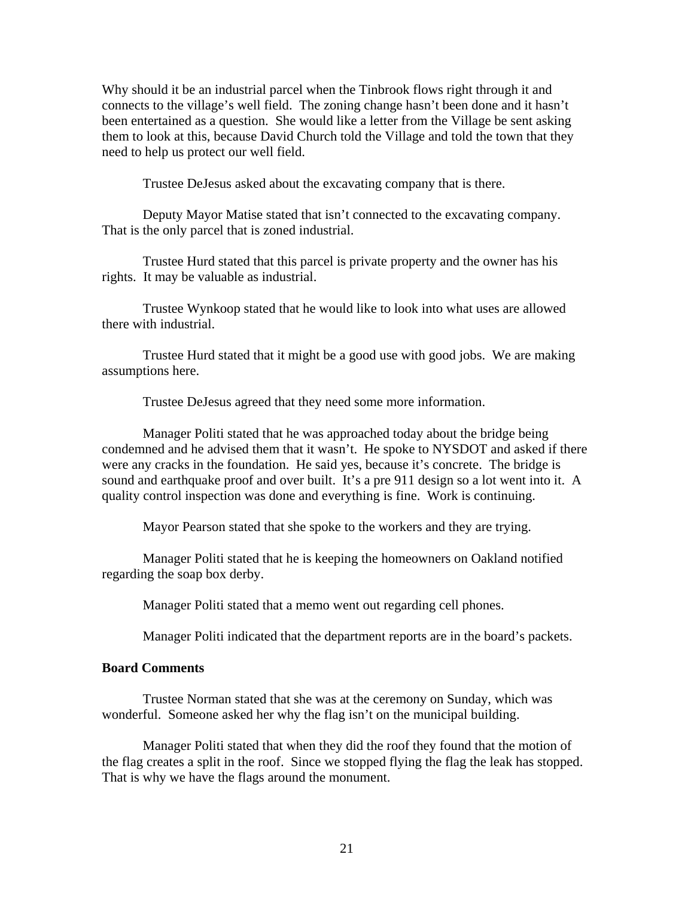Why should it be an industrial parcel when the Tinbrook flows right through it and connects to the village's well field. The zoning change hasn't been done and it hasn't been entertained as a question. She would like a letter from the Village be sent asking them to look at this, because David Church told the Village and told the town that they need to help us protect our well field.

Trustee DeJesus asked about the excavating company that is there.

Deputy Mayor Matise stated that isn't connected to the excavating company. That is the only parcel that is zoned industrial.

Trustee Hurd stated that this parcel is private property and the owner has his rights. It may be valuable as industrial.

Trustee Wynkoop stated that he would like to look into what uses are allowed there with industrial.

Trustee Hurd stated that it might be a good use with good jobs. We are making assumptions here.

Trustee DeJesus agreed that they need some more information.

Manager Politi stated that he was approached today about the bridge being condemned and he advised them that it wasn't. He spoke to NYSDOT and asked if there were any cracks in the foundation. He said yes, because it's concrete. The bridge is sound and earthquake proof and over built. It's a pre 911 design so a lot went into it. A quality control inspection was done and everything is fine. Work is continuing.

Mayor Pearson stated that she spoke to the workers and they are trying.

Manager Politi stated that he is keeping the homeowners on Oakland notified regarding the soap box derby.

Manager Politi stated that a memo went out regarding cell phones.

Manager Politi indicated that the department reports are in the board's packets.

**Board Comments**

Trustee Norman stated that she was at the ceremony on Sunday, which was wonderful. Someone asked her why the flag isn't on the municipal building.

Manager Politi stated that when they did the roof they found that the motion of the flag creates a split in the roof. Since we stopped flying the flag the leak has stopped. That is why we have the flags around the monument.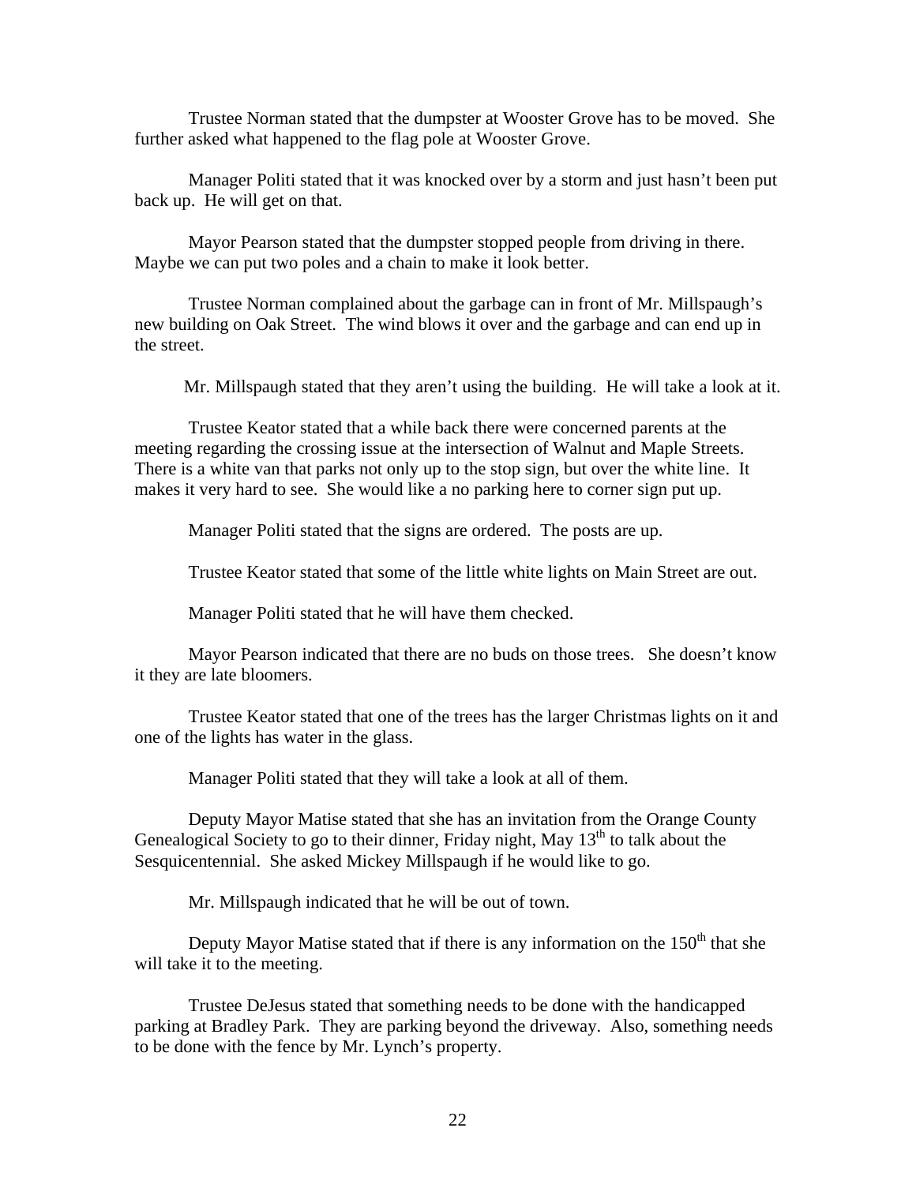Trustee Norman stated that the dumpster at Wooster Grove has to be moved. She further asked what happened to the flag pole at Wooster Grove.

Manager Politi stated that it was knocked over by a storm and just hasn't been put back up. He will get on that.

Mayor Pearson stated that the dumpster stopped people from driving in there. Maybe we can put two poles and a chain to make it look better.

Trustee Norman complained about the garbage can in front of Mr. Millspaugh's new building on Oak Street. The wind blows it over and the garbage and can end up in the street.

Mr. Millspaugh stated that they aren't using the building. He will take a look at it.

Trustee Keator stated that a while back there were concerned parents at the meeting regarding the crossing issue at the intersection of Walnut and Maple Streets. There is a white van that parks not only up to the stop sign, but over the white line. It makes it very hard to see. She would like a no parking here to corner sign put up.

Manager Politi stated that the signs are ordered. The posts are up.

Trustee Keator stated that some of the little white lights on Main Street are out.

Manager Politi stated that he will have them checked.

Mayor Pearson indicated that there are no buds on those trees. She doesn't know it they are late bloomers.

Trustee Keator stated that one of the trees has the larger Christmas lights on it and one of the lights has water in the glass.

Manager Politi stated that they will take a look at all of them.

Deputy Mayor Matise stated that she has an invitation from the Orange County Genealogical Society to go to their dinner, Friday night, May 13th to talk about the Sesquicentennial. She asked Mickey Millspaugh if he would like to go.

Mr. Millspaugh indicated that he will be out of town.

Deputy Mayor Matise stated that if there is any information on the 150th that she will take it to the meeting.

Trustee DeJesus stated that something needs to be done with the handicapped parking at Bradley Park. They are parking beyond the driveway. Also, something needs to be done with the fence by Mr. Lynch's property.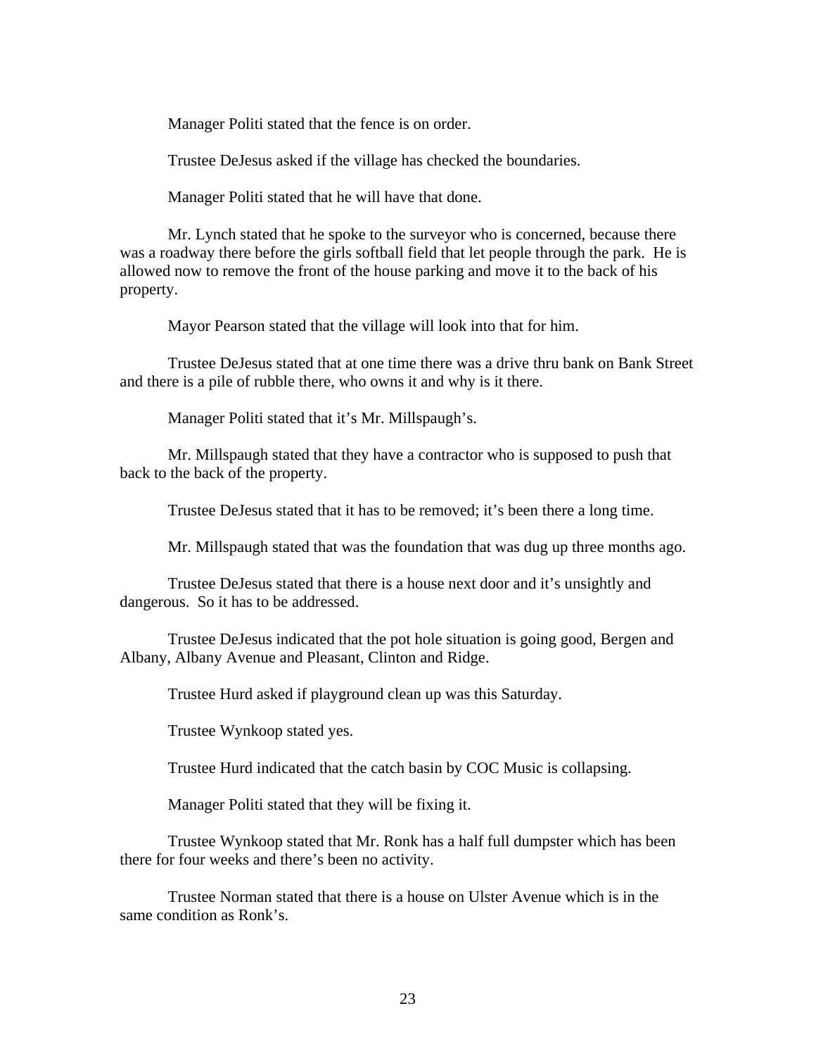Manager Politi stated that the fence is on order.

Trustee DeJesus asked if the village has checked the boundaries.

Manager Politi stated that he will have that done.

Mr. Lynch stated that he spoke to the surveyor who is concerned, because there was a roadway there before the girls softball field that let people through the park. He is allowed now to remove the front of the house parking and move it to the back of his property.

Mayor Pearson stated that the village will look into that for him.

Trustee DeJesus stated that at one time there was a drive thru bank on Bank Street and there is a pile of rubble there, who owns it and why is it there.

Manager Politi stated that it's Mr. Millspaugh's.

Mr. Millspaugh stated that they have a contractor who is supposed to push that back to the back of the property.

Trustee DeJesus stated that it has to be removed; it's been there a long time.

Mr. Millspaugh stated that was the foundation that was dug up three months ago.

Trustee DeJesus stated that there is a house next door and it's unsightly and dangerous. So it has to be addressed.

Trustee DeJesus indicated that the pot hole situation is going good, Bergen and Albany, Albany Avenue and Pleasant, Clinton and Ridge.

Trustee Hurd asked if playground clean up was this Saturday.

Trustee Wynkoop stated yes.

Trustee Hurd indicated that the catch basin by COC Music is collapsing.

Manager Politi stated that they will be fixing it.

Trustee Wynkoop stated that Mr. Ronk has a half full dumpster which has been there for four weeks and there's been no activity.

Trustee Norman stated that there is a house on Ulster Avenue which is in the same condition as Ronk's.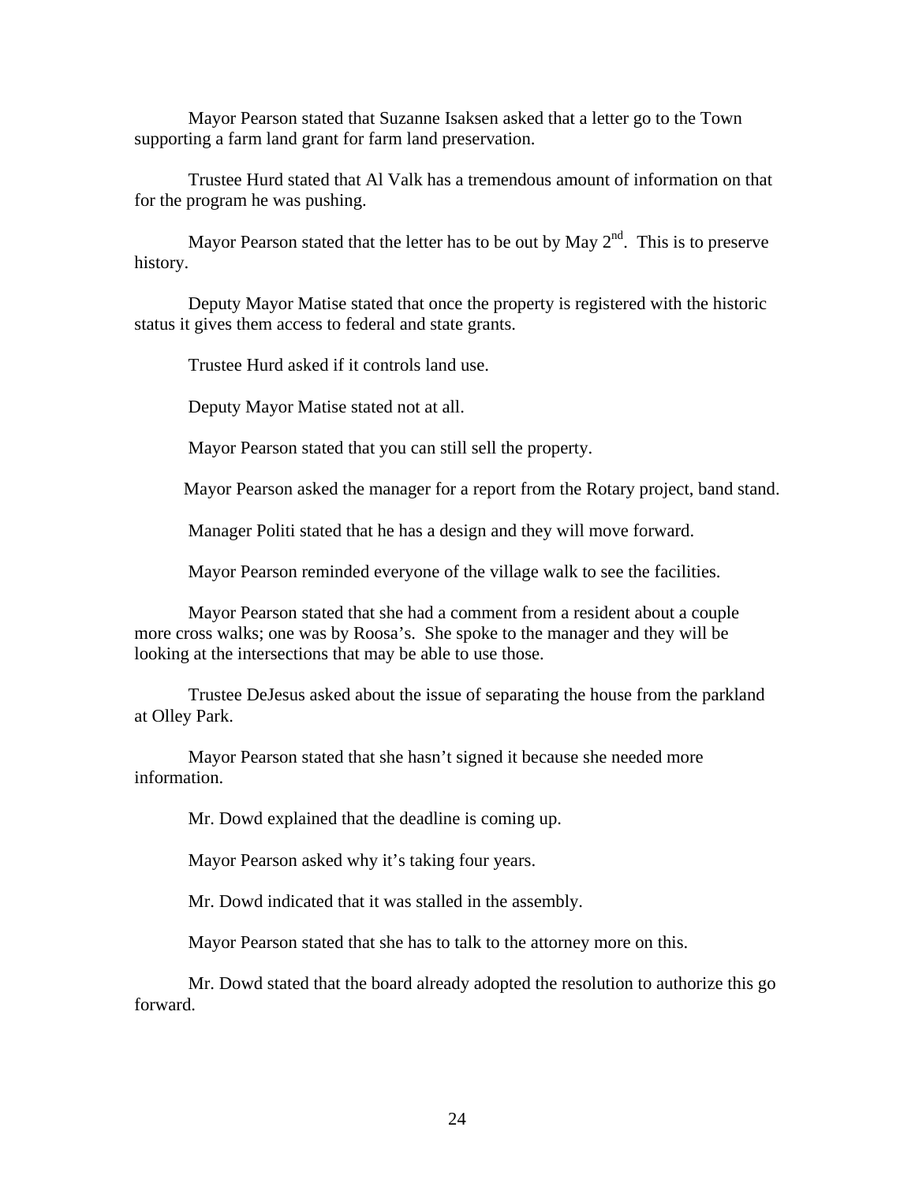Mayor Pearson stated that Suzanne Isaksen asked that a letter go to the Town supporting a farm land grant for farm land preservation.

Trustee Hurd stated that Al Valk has a tremendous amount of information on that for the program he was pushing.

Mayor Pearson stated that the letter has to be out by May 2nd. This is to preserve history.

Deputy Mayor Matise stated that once the property is registered with the historic status it gives them access to federal and state grants.

Trustee Hurd asked if it controls land use.

Deputy Mayor Matise stated not at all.

Mayor Pearson stated that you can still sell the property.

Mayor Pearson asked the manager for a report from the Rotary project, band stand.

Manager Politi stated that he has a design and they will move forward.

Mayor Pearson reminded everyone of the village walk to see the facilities.

Mayor Pearson stated that she had a comment from a resident about a couple more cross walks; one was by Roosa's. She spoke to the manager and they will be looking at the intersections that may be able to use those.

Trustee DeJesus asked about the issue of separating the house from the parkland at Olley Park.

Mayor Pearson stated that she hasn't signed it because she needed more information.

Mr. Dowd explained that the deadline is coming up.

Mayor Pearson asked why it's taking four years.

Mr. Dowd indicated that it was stalled in the assembly.

Mayor Pearson stated that she has to talk to the attorney more on this.

Mr. Dowd stated that the board already adopted the resolution to authorize this go forward.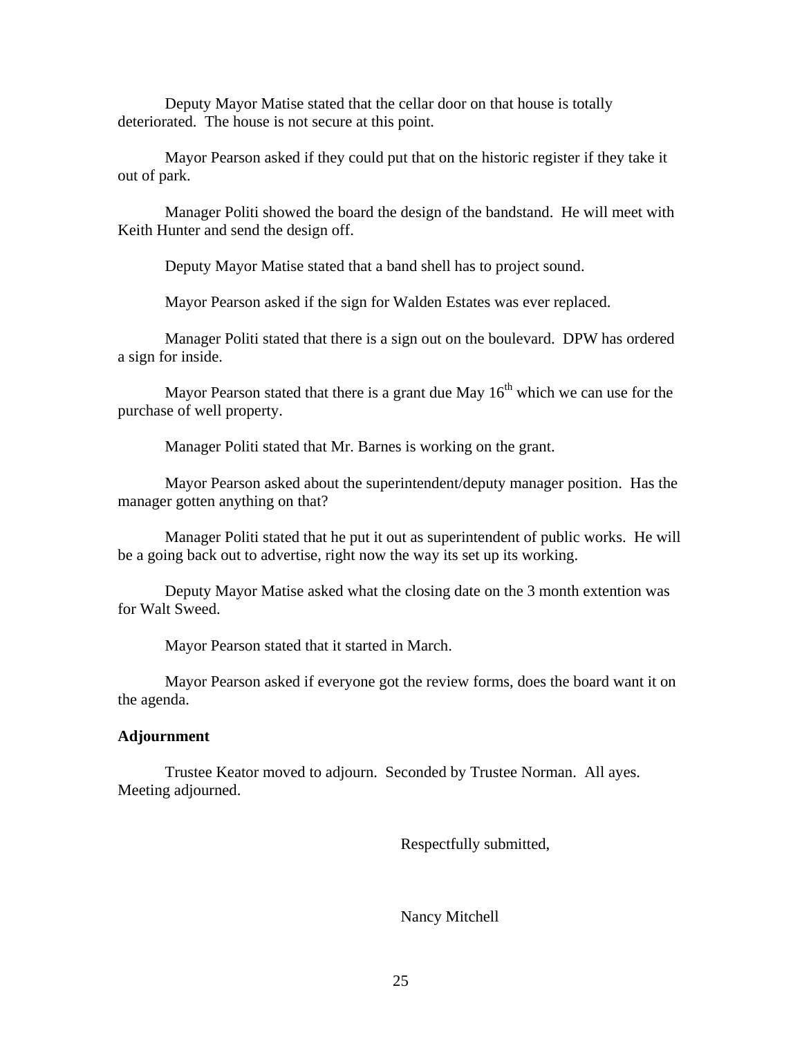Deputy Mayor Matise stated that the cellar door on that house is totally deteriorated. The house is not secure at this point.

Mayor Pearson asked if they could put that on the historic register if they take it out of park.

Manager Politi showed the board the design of the bandstand. He will meet with Keith Hunter and send the design off.

Deputy Mayor Matise stated that a band shell has to project sound.

Mayor Pearson asked if the sign for Walden Estates was ever replaced.

Manager Politi stated that there is a sign out on the boulevard. DPW has ordered a sign for inside.

Mayor Pearson stated that there is a grant due May 16th which we can use for the purchase of well property.

Manager Politi stated that Mr. Barnes is working on the grant.

Mayor Pearson asked about the superintendent/deputy manager position. Has the manager gotten anything on that?

Manager Politi stated that he put it out as superintendent of public works. He will be a going back out to advertise, right now the way its set up its working.

Deputy Mayor Matise asked what the closing date on the 3 month extention was for Walt Sweed.

Mayor Pearson stated that it started in March.

Mayor Pearson asked if everyone got the review forms, does the board want it on the agenda.

**Adjournment**

Trustee Keator moved to adjourn. Seconded by Trustee Norman. All ayes. Meeting adjourned.

Respectfully submitted,

Nancy Mitchell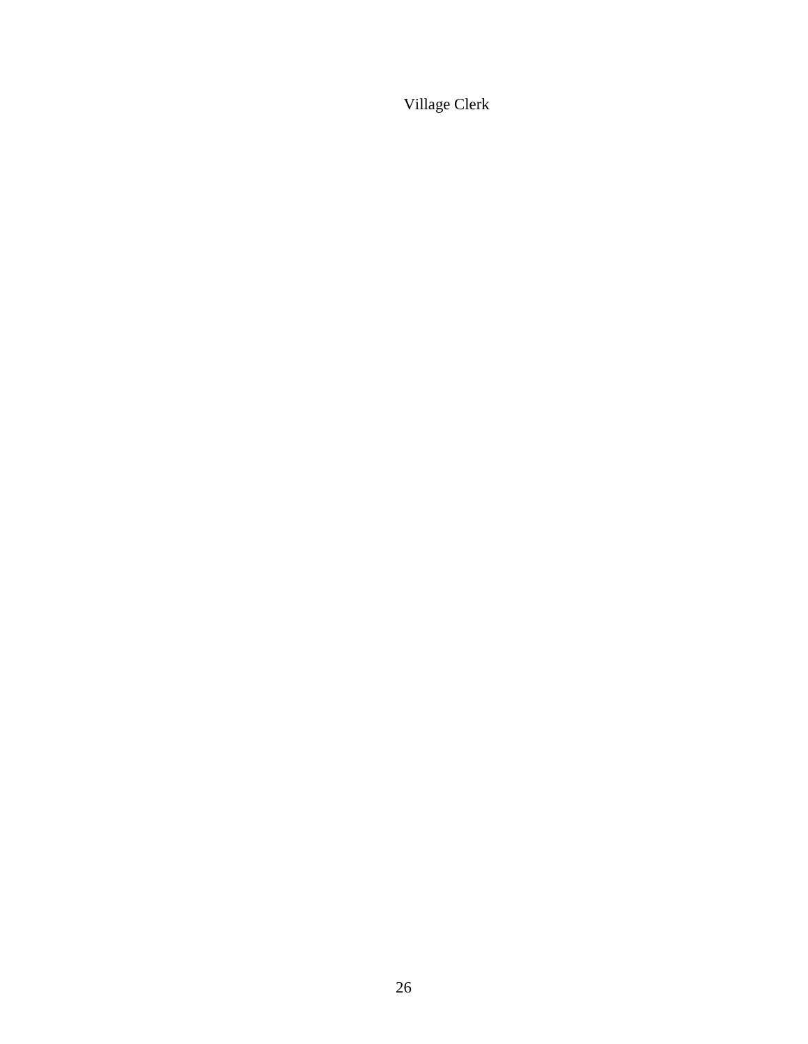Village Clerk